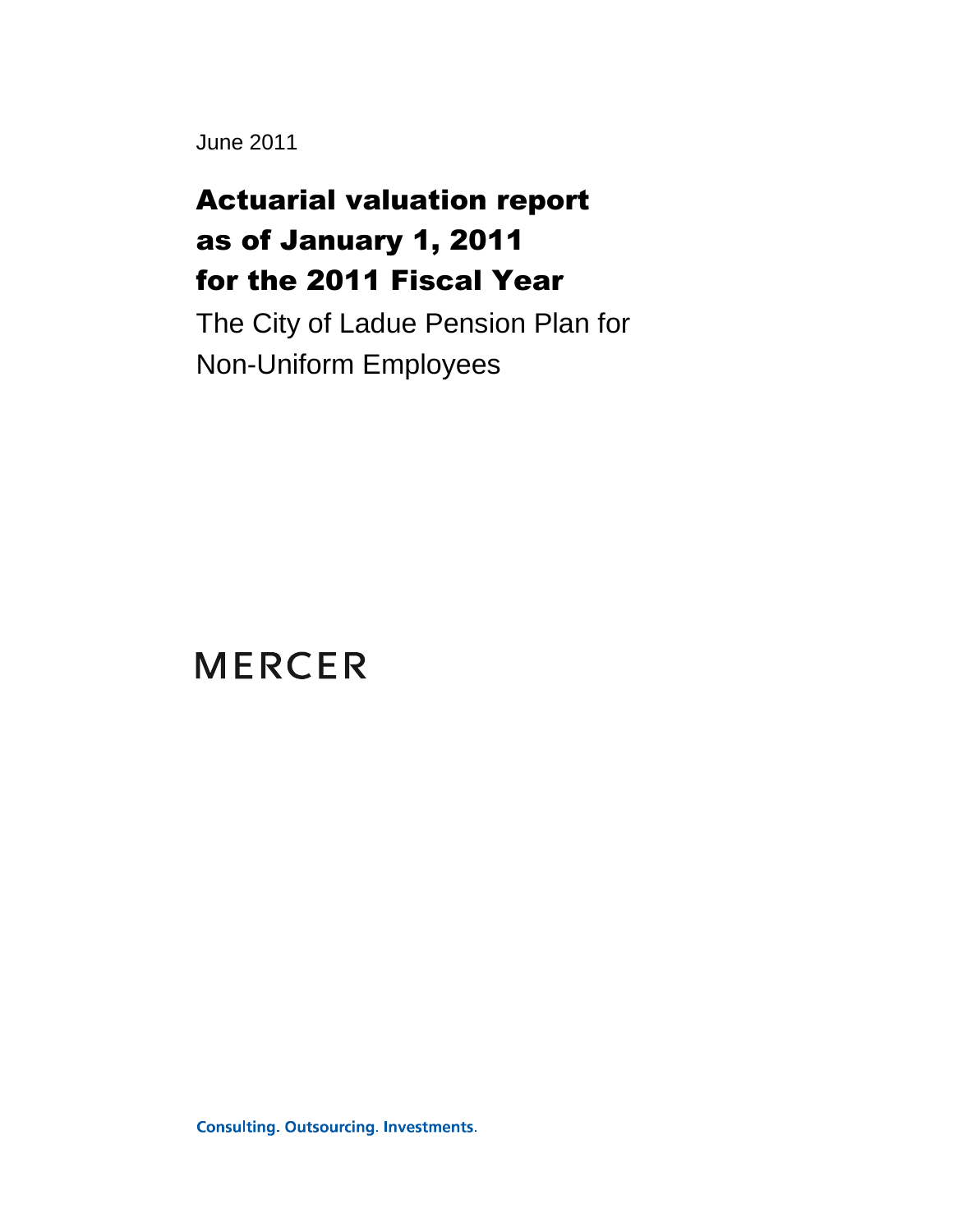June 2011

# Actuarial valuation report as of January 1, 2011 for the 2011 Fiscal Year

The City of Ladue Pension Plan for Non-Uniform Employees

MERCER

Consulting. Outsourcing. Investments.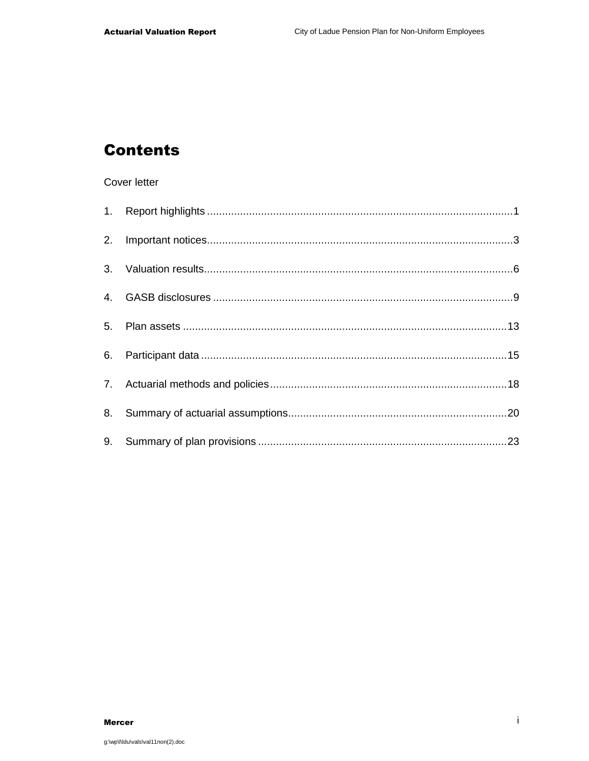# Contents

Cover letter

1. Report highlights ....................................................................................................1
2. Important notices....................................................................................................3
3. Valuation results.....................................................................................................6
4. GASB disclosures ...................................................................................................9
5. Plan assets ...........................................................................................................13
6. Participant data .....................................................................................................15
7. Actuarial methods and policies..............................................................................18
8. Summary of actuarial assumptions........................................................................20
9. Summary of plan provisions ..................................................................................23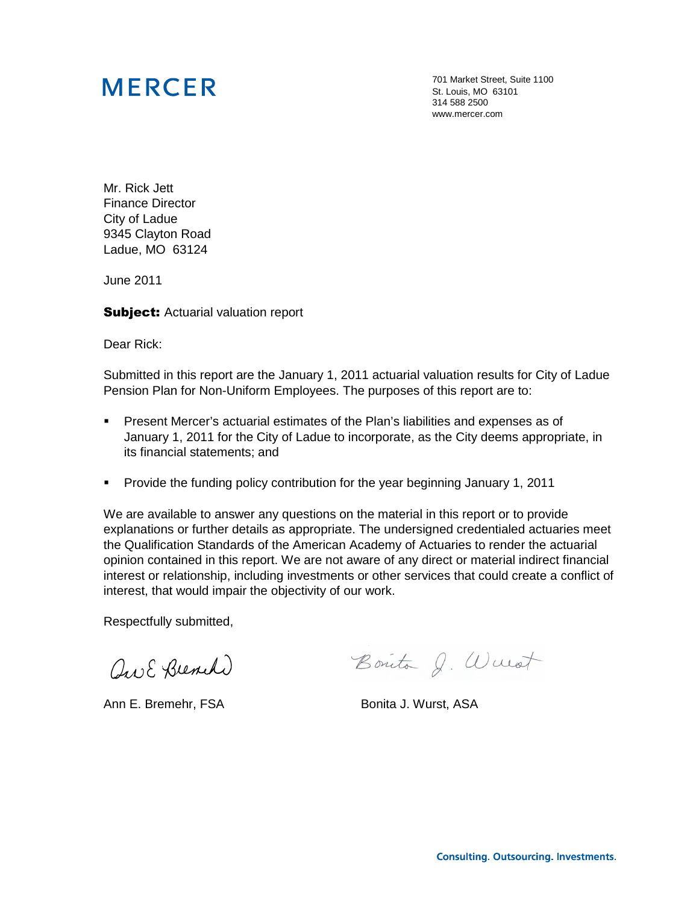MERCER

701 Market Street, Suite 1100
St. Louis, MO 63101
314 588 2500
www.mercer.com

Mr. Rick Jett
Finance Director
City of Ladue
9345 Clayton Road
Ladue, MO 63124

June 2011

**Subject:** Actuarial valuation report

Dear Rick:

Submitted in this report are the January 1, 2011 actuarial valuation results for City of Ladue Pension Plan for Non-Uniform Employees. The purposes of this report are to:

- Present Mercer's actuarial estimates of the Plan's liabilities and expenses as of January 1, 2011 for the City of Ladue to incorporate, as the City deems appropriate, in its financial statements; and
- Provide the funding policy contribution for the year beginning January 1, 2011

We are available to answer any questions on the material in this report or to provide explanations or further details as appropriate. The undersigned credentialed actuaries meet the Qualification Standards of the American Academy of Actuaries to render the actuarial opinion contained in this report. We are not aware of any direct or material indirect financial interest or relationship, including investments or other services that could create a conflict of interest, that would impair the objectivity of our work.

Respectfully submitted,

Ann E. Bremehr, FSA

Bonita J. Wurst, ASA

Consulting. Outsourcing. Investments.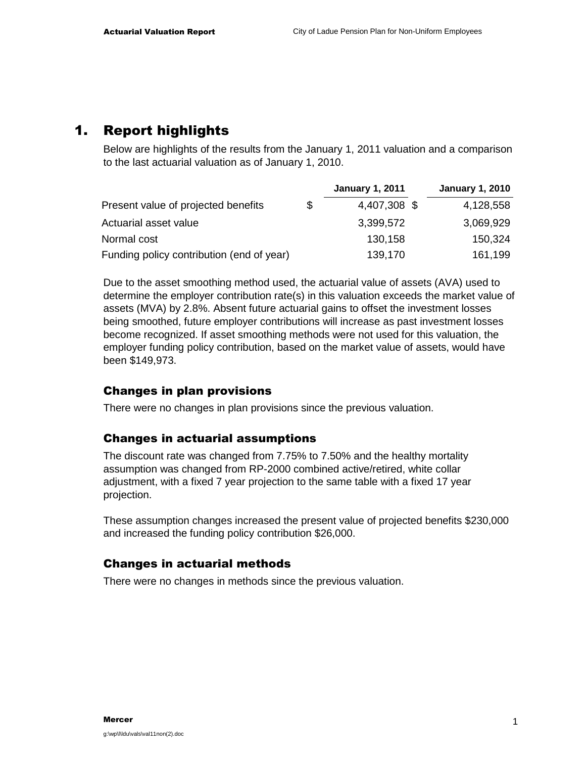# 1. Report highlights

Below are highlights of the results from the January 1, 2011 valuation and a comparison to the last actuarial valuation as of January 1, 2010.

| | January 1, 2011 | January 1, 2010 |
|---|---|---|
| Present value of projected benefits | $ 4,407,308 | $ 4,128,558 |
| Actuarial asset value | 3,399,572 | 3,069,929 |
| Normal cost | 130,158 | 150,324 |
| Funding policy contribution (end of year) | 139,170 | 161,199 |

Due to the asset smoothing method used, the actuarial value of assets (AVA) used to determine the employer contribution rate(s) in this valuation exceeds the market value of assets (MVA) by 2.8%. Absent future actuarial gains to offset the investment losses being smoothed, future employer contributions will increase as past investment losses become recognized. If asset smoothing methods were not used for this valuation, the employer funding policy contribution, based on the market value of assets, would have been $149,973.

## Changes in plan provisions

There were no changes in plan provisions since the previous valuation.

## Changes in actuarial assumptions

The discount rate was changed from 7.75% to 7.50% and the healthy mortality assumption was changed from RP-2000 combined active/retired, white collar adjustment, with a fixed 7 year projection to the same table with a fixed 17 year projection.

These assumption changes increased the present value of projected benefits $230,000 and increased the funding policy contribution $26,000.

## Changes in actuarial methods

There were no changes in methods since the previous valuation.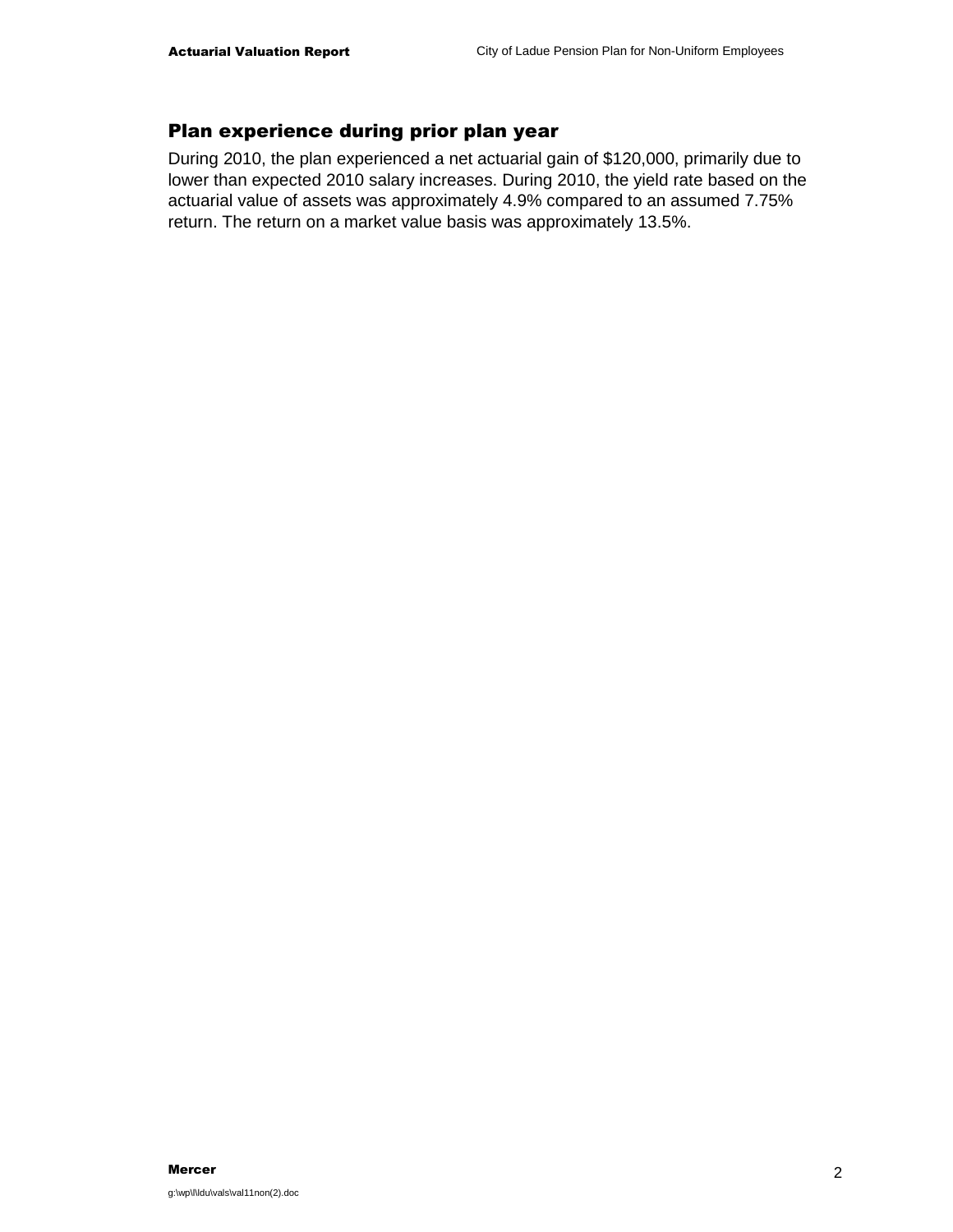## Plan experience during prior plan year

During 2010, the plan experienced a net actuarial gain of $120,000, primarily due to lower than expected 2010 salary increases. During 2010, the yield rate based on the actuarial value of assets was approximately 4.9% compared to an assumed 7.75% return. The return on a market value basis was approximately 13.5%.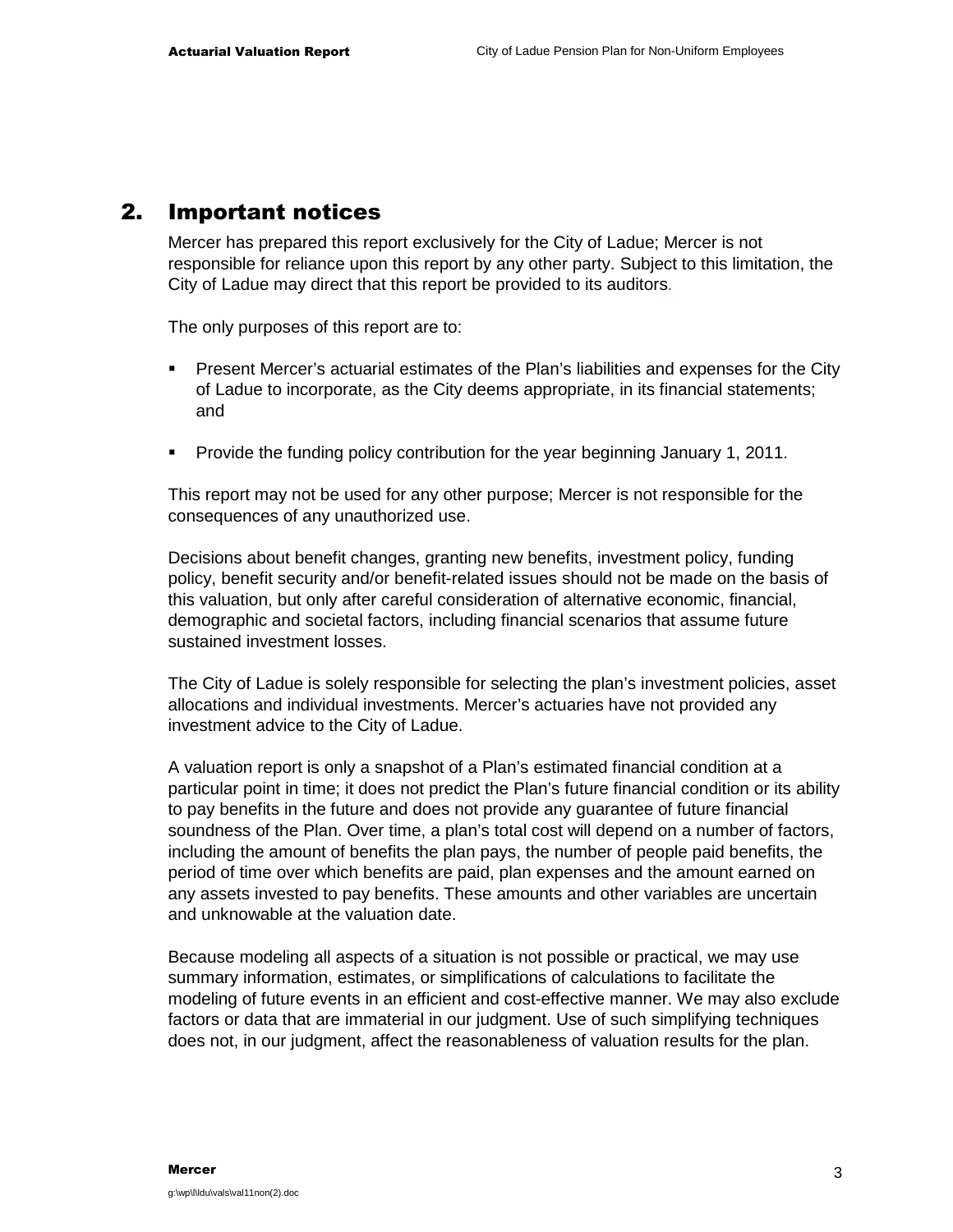## 2. Important notices

Mercer has prepared this report exclusively for the City of Ladue; Mercer is not responsible for reliance upon this report by any other party. Subject to this limitation, the City of Ladue may direct that this report be provided to its auditors.

The only purposes of this report are to:

- Present Mercer's actuarial estimates of the Plan's liabilities and expenses for the City of Ladue to incorporate, as the City deems appropriate, in its financial statements; and
- Provide the funding policy contribution for the year beginning January 1, 2011.

This report may not be used for any other purpose; Mercer is not responsible for the consequences of any unauthorized use.

Decisions about benefit changes, granting new benefits, investment policy, funding policy, benefit security and/or benefit-related issues should not be made on the basis of this valuation, but only after careful consideration of alternative economic, financial, demographic and societal factors, including financial scenarios that assume future sustained investment losses.

The City of Ladue is solely responsible for selecting the plan's investment policies, asset allocations and individual investments. Mercer's actuaries have not provided any investment advice to the City of Ladue.

A valuation report is only a snapshot of a Plan's estimated financial condition at a particular point in time; it does not predict the Plan's future financial condition or its ability to pay benefits in the future and does not provide any guarantee of future financial soundness of the Plan. Over time, a plan's total cost will depend on a number of factors, including the amount of benefits the plan pays, the number of people paid benefits, the period of time over which benefits are paid, plan expenses and the amount earned on any assets invested to pay benefits. These amounts and other variables are uncertain and unknowable at the valuation date.

Because modeling all aspects of a situation is not possible or practical, we may use summary information, estimates, or simplifications of calculations to facilitate the modeling of future events in an efficient and cost-effective manner. We may also exclude factors or data that are immaterial in our judgment. Use of such simplifying techniques does not, in our judgment, affect the reasonableness of valuation results for the plan.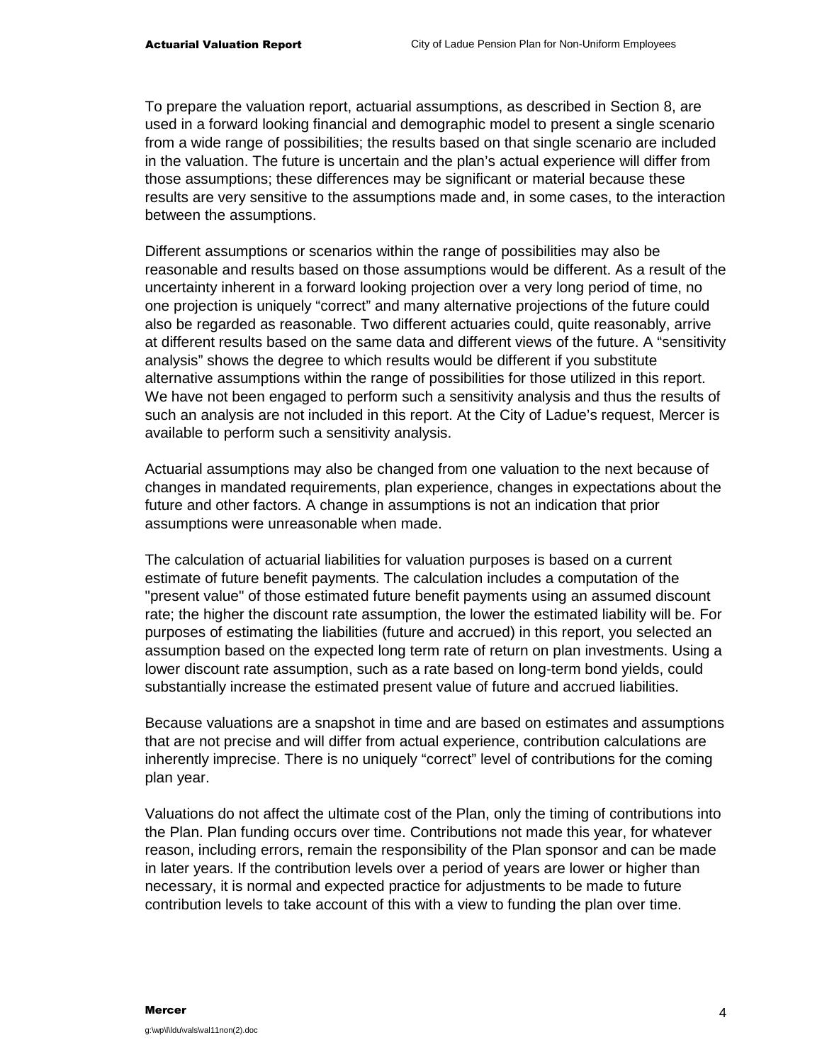To prepare the valuation report, actuarial assumptions, as described in Section 8, are used in a forward looking financial and demographic model to present a single scenario from a wide range of possibilities; the results based on that single scenario are included in the valuation. The future is uncertain and the plan's actual experience will differ from those assumptions; these differences may be significant or material because these results are very sensitive to the assumptions made and, in some cases, to the interaction between the assumptions.

Different assumptions or scenarios within the range of possibilities may also be reasonable and results based on those assumptions would be different. As a result of the uncertainty inherent in a forward looking projection over a very long period of time, no one projection is uniquely "correct" and many alternative projections of the future could also be regarded as reasonable. Two different actuaries could, quite reasonably, arrive at different results based on the same data and different views of the future. A "sensitivity analysis" shows the degree to which results would be different if you substitute alternative assumptions within the range of possibilities for those utilized in this report. We have not been engaged to perform such a sensitivity analysis and thus the results of such an analysis are not included in this report. At the City of Ladue's request, Mercer is available to perform such a sensitivity analysis.

Actuarial assumptions may also be changed from one valuation to the next because of changes in mandated requirements, plan experience, changes in expectations about the future and other factors. A change in assumptions is not an indication that prior assumptions were unreasonable when made.

The calculation of actuarial liabilities for valuation purposes is based on a current estimate of future benefit payments. The calculation includes a computation of the "present value" of those estimated future benefit payments using an assumed discount rate; the higher the discount rate assumption, the lower the estimated liability will be. For purposes of estimating the liabilities (future and accrued) in this report, you selected an assumption based on the expected long term rate of return on plan investments. Using a lower discount rate assumption, such as a rate based on long-term bond yields, could substantially increase the estimated present value of future and accrued liabilities.

Because valuations are a snapshot in time and are based on estimates and assumptions that are not precise and will differ from actual experience, contribution calculations are inherently imprecise. There is no uniquely "correct" level of contributions for the coming plan year.

Valuations do not affect the ultimate cost of the Plan, only the timing of contributions into the Plan. Plan funding occurs over time. Contributions not made this year, for whatever reason, including errors, remain the responsibility of the Plan sponsor and can be made in later years. If the contribution levels over a period of years are lower or higher than necessary, it is normal and expected practice for adjustments to be made to future contribution levels to take account of this with a view to funding the plan over time.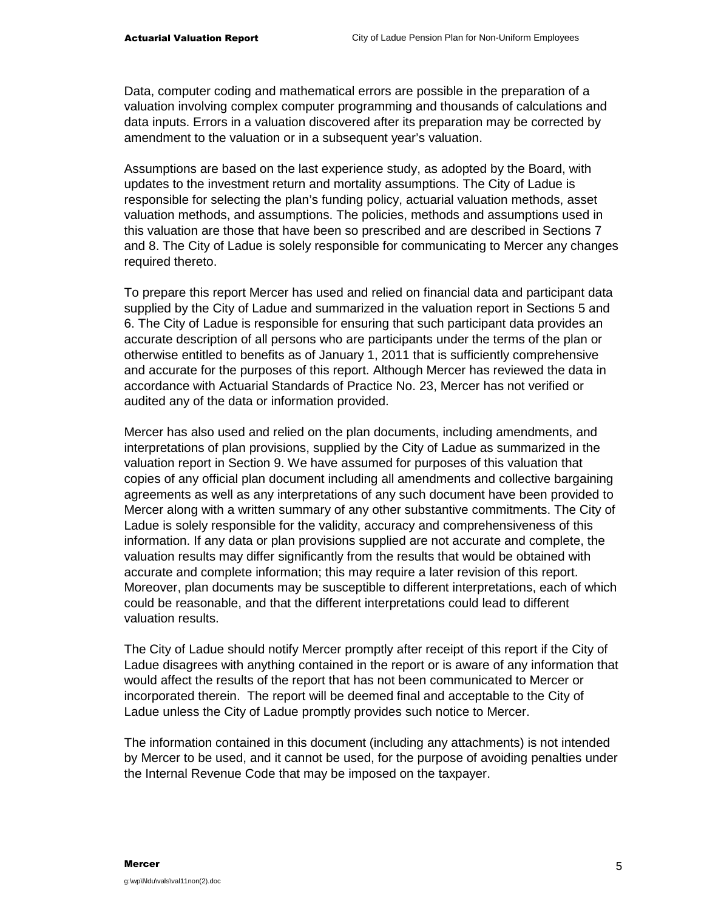Data, computer coding and mathematical errors are possible in the preparation of a valuation involving complex computer programming and thousands of calculations and data inputs. Errors in a valuation discovered after its preparation may be corrected by amendment to the valuation or in a subsequent year's valuation.

Assumptions are based on the last experience study, as adopted by the Board, with updates to the investment return and mortality assumptions. The City of Ladue is responsible for selecting the plan's funding policy, actuarial valuation methods, asset valuation methods, and assumptions. The policies, methods and assumptions used in this valuation are those that have been so prescribed and are described in Sections 7 and 8. The City of Ladue is solely responsible for communicating to Mercer any changes required thereto.

To prepare this report Mercer has used and relied on financial data and participant data supplied by the City of Ladue and summarized in the valuation report in Sections 5 and 6. The City of Ladue is responsible for ensuring that such participant data provides an accurate description of all persons who are participants under the terms of the plan or otherwise entitled to benefits as of January 1, 2011 that is sufficiently comprehensive and accurate for the purposes of this report. Although Mercer has reviewed the data in accordance with Actuarial Standards of Practice No. 23, Mercer has not verified or audited any of the data or information provided.

Mercer has also used and relied on the plan documents, including amendments, and interpretations of plan provisions, supplied by the City of Ladue as summarized in the valuation report in Section 9. We have assumed for purposes of this valuation that copies of any official plan document including all amendments and collective bargaining agreements as well as any interpretations of any such document have been provided to Mercer along with a written summary of any other substantive commitments. The City of Ladue is solely responsible for the validity, accuracy and comprehensiveness of this information. If any data or plan provisions supplied are not accurate and complete, the valuation results may differ significantly from the results that would be obtained with accurate and complete information; this may require a later revision of this report. Moreover, plan documents may be susceptible to different interpretations, each of which could be reasonable, and that the different interpretations could lead to different valuation results.

The City of Ladue should notify Mercer promptly after receipt of this report if the City of Ladue disagrees with anything contained in the report or is aware of any information that would affect the results of the report that has not been communicated to Mercer or incorporated therein. The report will be deemed final and acceptable to the City of Ladue unless the City of Ladue promptly provides such notice to Mercer.

The information contained in this document (including any attachments) is not intended by Mercer to be used, and it cannot be used, for the purpose of avoiding penalties under the Internal Revenue Code that may be imposed on the taxpayer.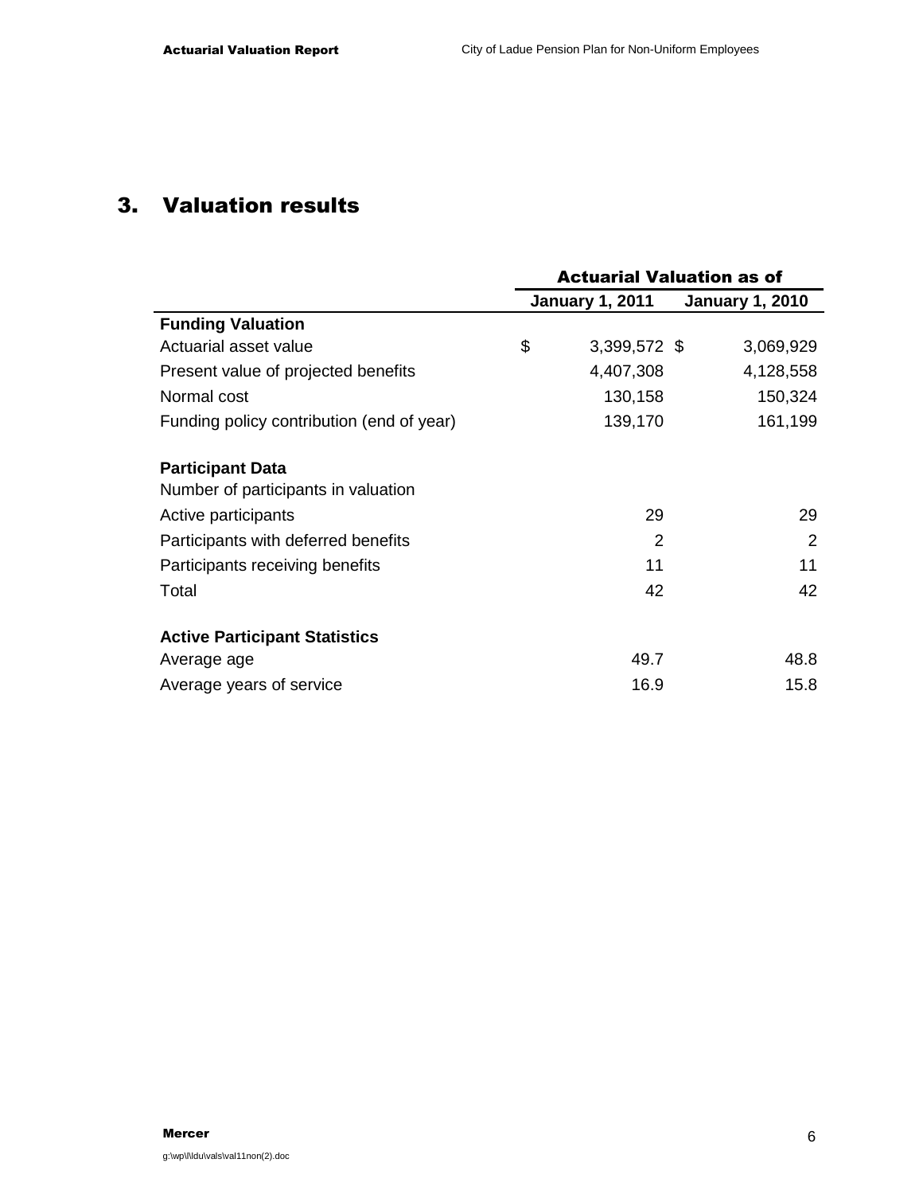# 3. Valuation results

| | Actuarial Valuation as of | |
|---|---|---|
| | January 1, 2011 | January 1, 2010 |
| **Funding Valuation** | | |
| Actuarial asset value | $ 3,399,572 | $ 3,069,929 |
| Present value of projected benefits | 4,407,308 | 4,128,558 |
| Normal cost | 130,158 | 150,324 |
| Funding policy contribution (end of year) | 139,170 | 161,199 |
| **Participant Data** | | |
| Number of participants in valuation | | |
| Active participants | 29 | 29 |
| Participants with deferred benefits | 2 | 2 |
| Participants receiving benefits | 11 | 11 |
| Total | 42 | 42 |
| **Active Participant Statistics** | | |
| Average age | 49.7 | 48.8 |
| Average years of service | 16.9 | 15.8 |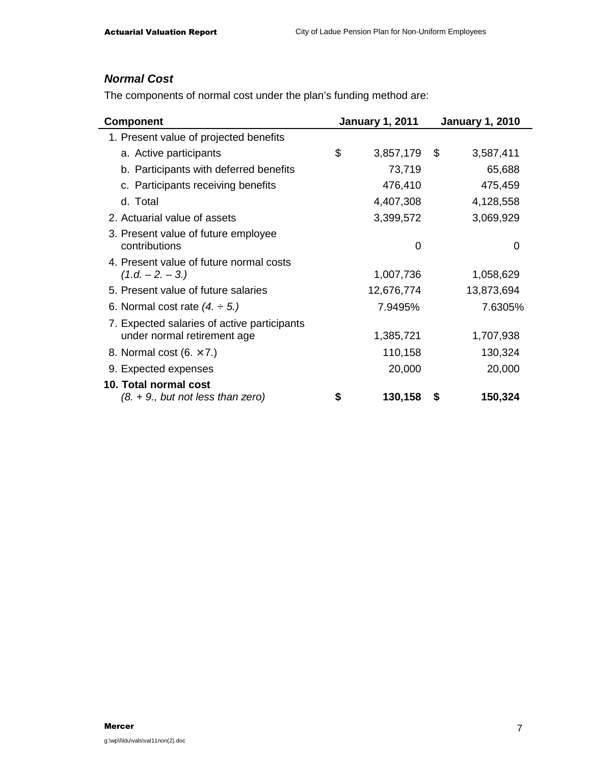### *Normal Cost*

The components of normal cost under the plan's funding method are:

| Component | January 1, 2011 | January 1, 2010 |
|---|---|---|
| 1. Present value of projected benefits | | |
| a. Active participants | $ 3,857,179 | $ 3,587,411 |
| b. Participants with deferred benefits | 73,719 | 65,688 |
| c. Participants receiving benefits | 476,410 | 475,459 |
| d. Total | 4,407,308 | 4,128,558 |
| 2. Actuarial value of assets | 3,399,572 | 3,069,929 |
| 3. Present value of future employee contributions | 0 | 0 |
| 4. Present value of future normal costs *(1.d. – 2. – 3.)* | 1,007,736 | 1,058,629 |
| 5. Present value of future salaries | 12,676,774 | 13,873,694 |
| 6. Normal cost rate *(4. ÷ 5.)* | 7.9495% | 7.6305% |
| 7. Expected salaries of active participants under normal retirement age | 1,385,721 | 1,707,938 |
| 8. Normal cost (6. × 7.) | 110,158 | 130,324 |
| 9. Expected expenses | 20,000 | 20,000 |
| **10. Total normal cost** *(8. + 9., but not less than zero)* | **$ 130,158** | **$ 150,324** |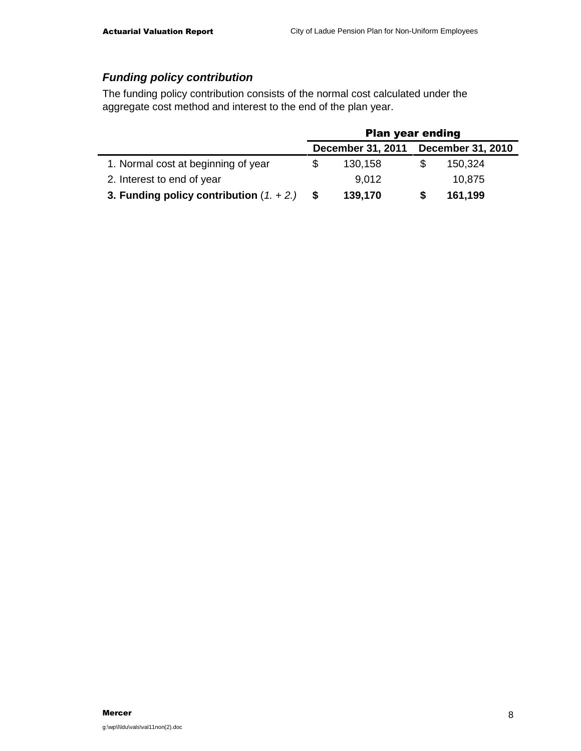### *Funding policy contribution*

The funding policy contribution consists of the normal cost calculated under the aggregate cost method and interest to the end of the plan year.

| | Plan year ending | |
|---|---|---|
| | **December 31, 2011** | **December 31, 2010** |
| 1. Normal cost at beginning of year | $ 130,158 | $ 150,324 |
| 2. Interest to end of year | 9,012 | 10,875 |
| **3. Funding policy contribution** (*1. + 2.*) | **$ 139,170** | **$ 161,199** |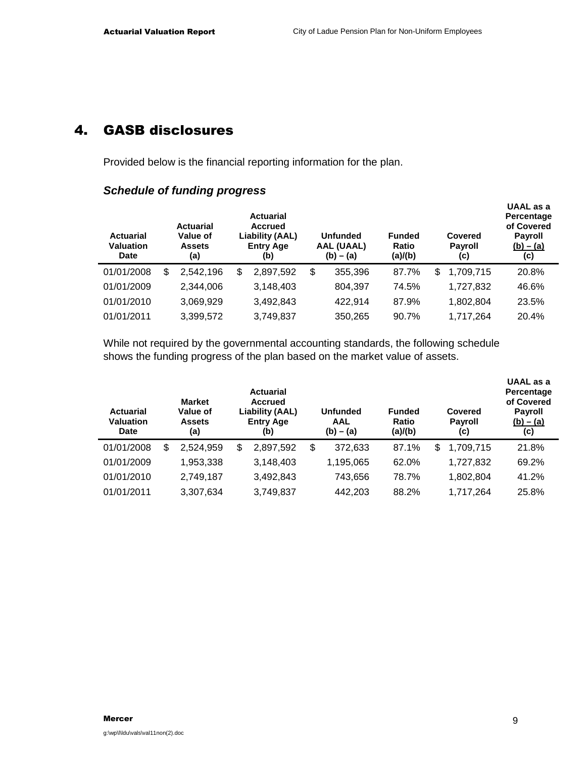# 4. GASB disclosures

Provided below is the financial reporting information for the plan.

### *Schedule of funding progress*

| Actuarial Valuation Date | Actuarial Value of Assets (a) | Actuarial Accrued Liability (AAL) Entry Age (b) | Unfunded AAL (UAAL) (b) – (a) | Funded Ratio (a)/(b) | Covered Payroll (c) | UAAL as a Percentage of Covered Payroll (b) – (a) (c) |
|---|---|---|---|---|---|---|
| 01/01/2008 | $ 2,542,196 | $ 2,897,592 | $ 355,396 | 87.7% | $ 1,709,715 | 20.8% |
| 01/01/2009 | 2,344,006 | 3,148,403 | 804,397 | 74.5% | 1,727,832 | 46.6% |
| 01/01/2010 | 3,069,929 | 3,492,843 | 422,914 | 87.9% | 1,802,804 | 23.5% |
| 01/01/2011 | 3,399,572 | 3,749,837 | 350,265 | 90.7% | 1,717,264 | 20.4% |

While not required by the governmental accounting standards, the following schedule shows the funding progress of the plan based on the market value of assets.

| Actuarial Valuation Date | Market Value of Assets (a) | Actuarial Accrued Liability (AAL) Entry Age (b) | Unfunded AAL (b) – (a) | Funded Ratio (a)/(b) | Covered Payroll (c) | UAAL as a Percentage of Covered Payroll (b) – (a) (c) |
|---|---|---|---|---|---|---|
| 01/01/2008 | $ 2,524,959 | $ 2,897,592 | $ 372,633 | 87.1% | $ 1,709,715 | 21.8% |
| 01/01/2009 | 1,953,338 | 3,148,403 | 1,195,065 | 62.0% | 1,727,832 | 69.2% |
| 01/01/2010 | 2,749,187 | 3,492,843 | 743,656 | 78.7% | 1,802,804 | 41.2% |
| 01/01/2011 | 3,307,634 | 3,749,837 | 442,203 | 88.2% | 1,717,264 | 25.8% |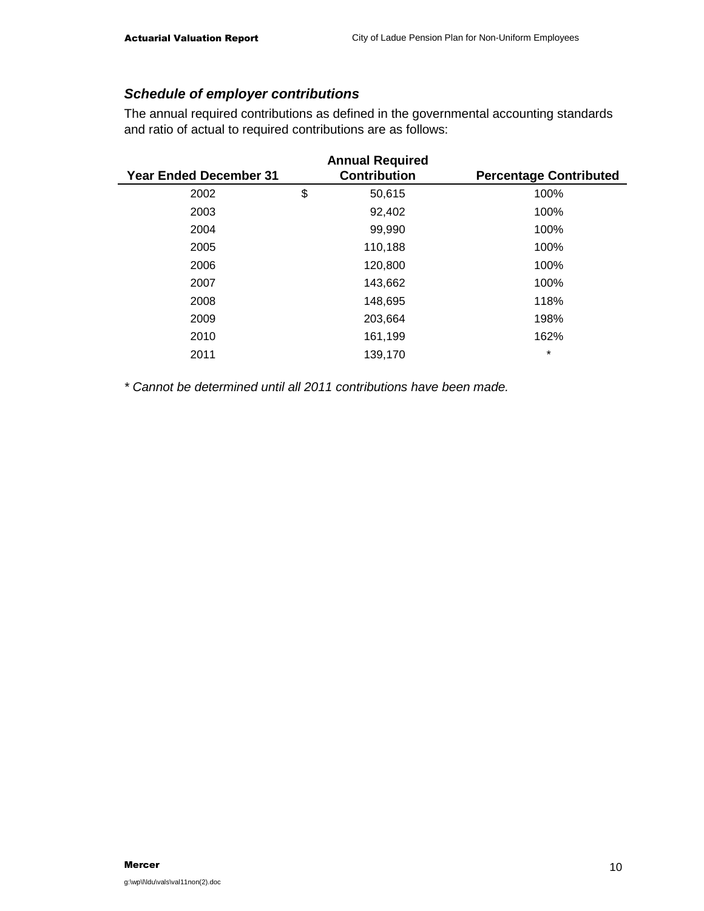### *Schedule of employer contributions*

The annual required contributions as defined in the governmental accounting standards and ratio of actual to required contributions are as follows:

| Year Ended December 31 | Annual Required Contribution | Percentage Contributed |
|---|---|---|
| 2002 | $ 50,615 | 100% |
| 2003 | 92,402 | 100% |
| 2004 | 99,990 | 100% |
| 2005 | 110,188 | 100% |
| 2006 | 120,800 | 100% |
| 2007 | 143,662 | 100% |
| 2008 | 148,695 | 118% |
| 2009 | 203,664 | 198% |
| 2010 | 161,199 | 162% |
| 2011 | 139,170 | * |

*\* Cannot be determined until all 2011 contributions have been made.*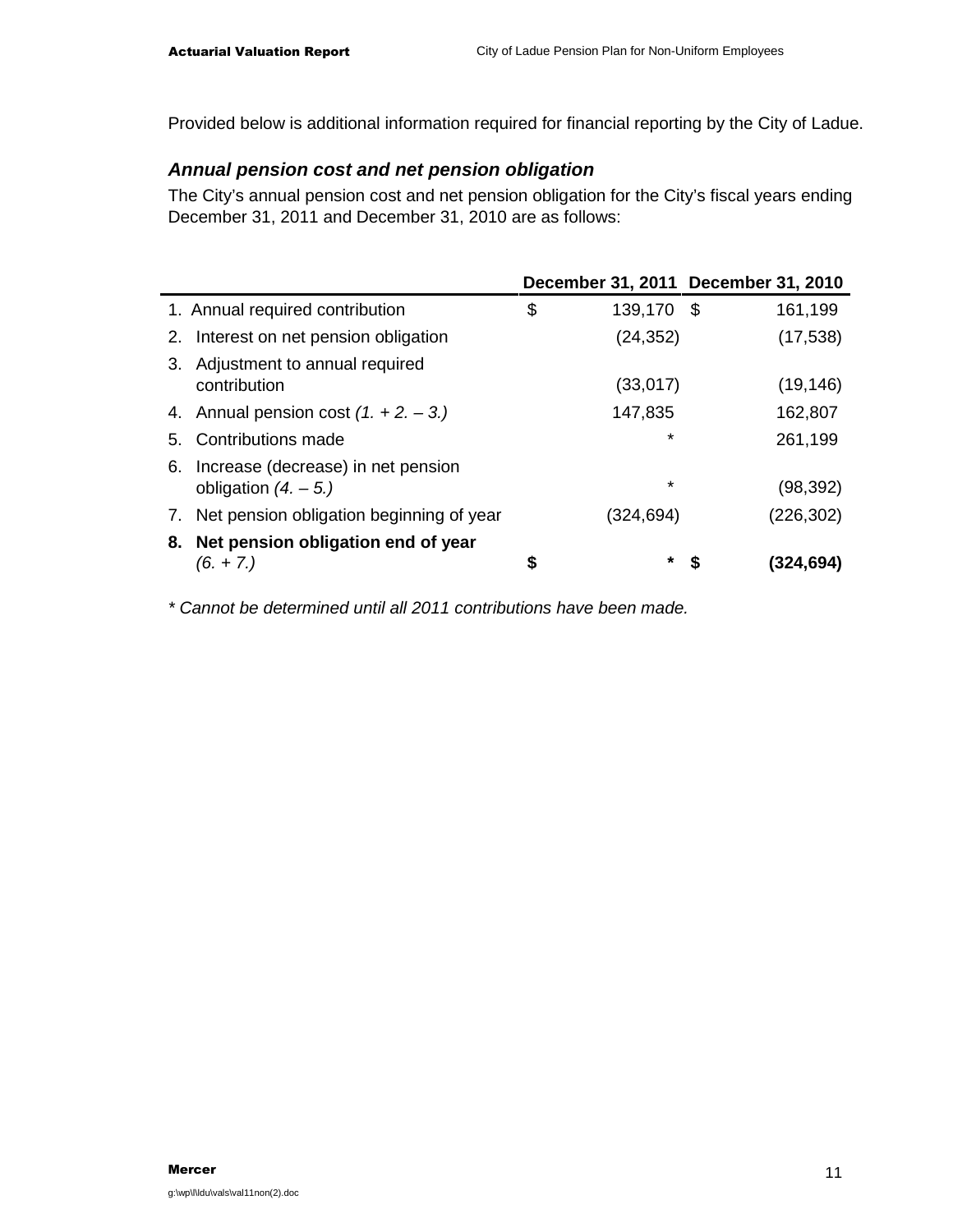Provided below is additional information required for financial reporting by the City of Ladue.

### *Annual pension cost and net pension obligation*

The City's annual pension cost and net pension obligation for the City's fiscal years ending December 31, 2011 and December 31, 2010 are as follows:

| | December 31, 2011 | December 31, 2010 |
|---|---|---|
| 1. Annual required contribution | $ 139,170 | $ 161,199 |
| 2. Interest on net pension obligation | (24,352) | (17,538) |
| 3. Adjustment to annual required contribution | (33,017) | (19,146) |
| 4. Annual pension cost *(1. + 2. – 3.)* | 147,835 | 162,807 |
| 5. Contributions made | * | 261,199 |
| 6. Increase (decrease) in net pension obligation *(4. – 5.)* | * | (98,392) |
| 7. Net pension obligation beginning of year | (324,694) | (226,302) |
| **8. Net pension obligation end of year** ***(6. + 7.)*** | **$ *** | **$ (324,694)** |

*\* Cannot be determined until all 2011 contributions have been made.*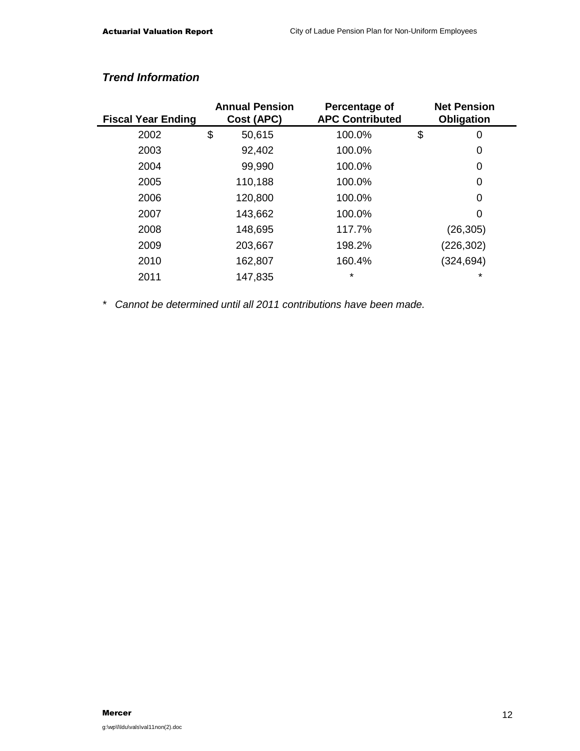### *Trend Information*

| Fiscal Year Ending | Annual Pension Cost (APC) | Percentage of APC Contributed | Net Pension Obligation |
|---|---|---|---|
| 2002 | $ 50,615 | 100.0% | $ 0 |
| 2003 | 92,402 | 100.0% | 0 |
| 2004 | 99,990 | 100.0% | 0 |
| 2005 | 110,188 | 100.0% | 0 |
| 2006 | 120,800 | 100.0% | 0 |
| 2007 | 143,662 | 100.0% | 0 |
| 2008 | 148,695 | 117.7% | (26,305) |
| 2009 | 203,667 | 198.2% | (226,302) |
| 2010 | 162,807 | 160.4% | (324,694) |
| 2011 | 147,835 | * | * |

\* *Cannot be determined until all 2011 contributions have been made.*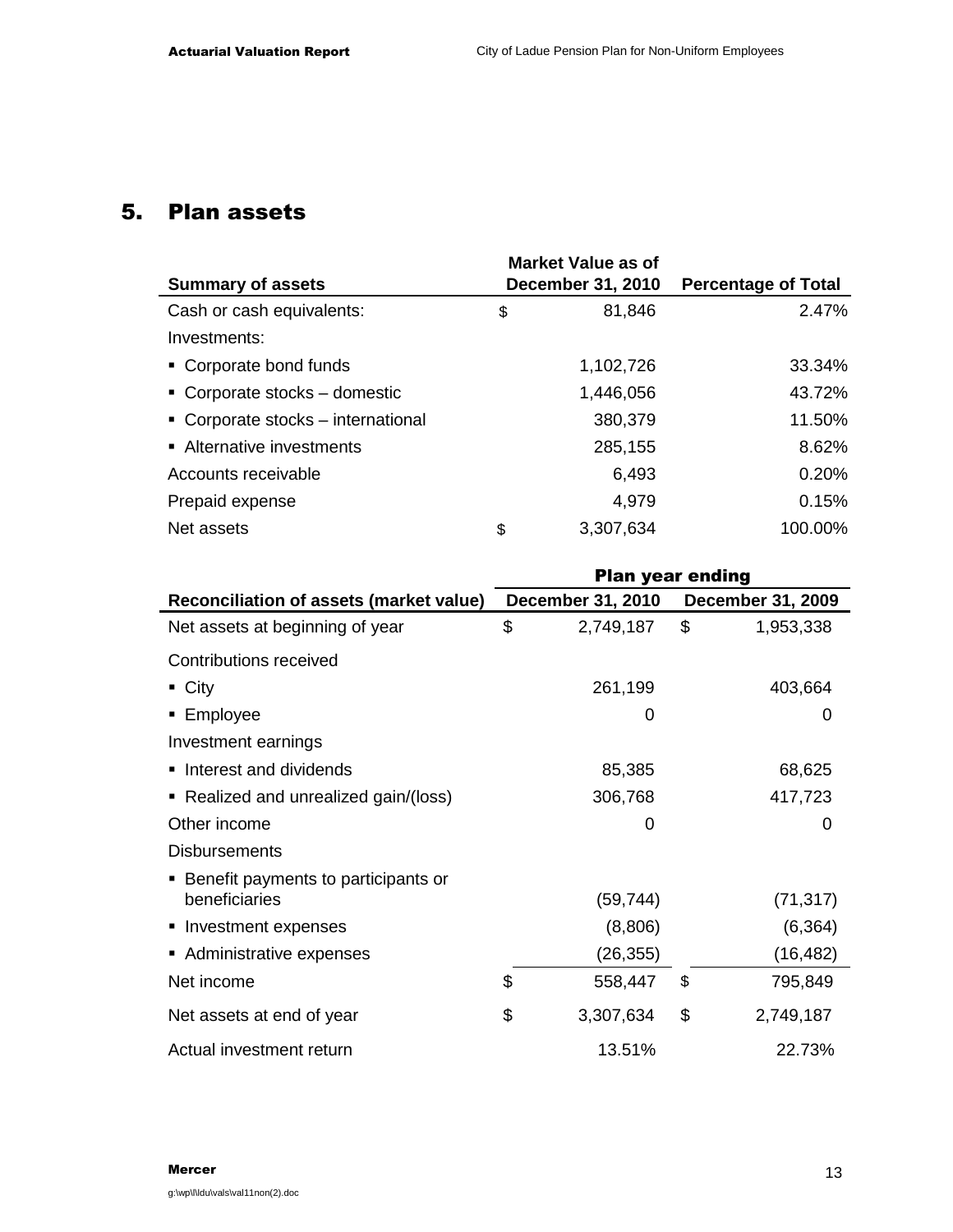## 5. Plan assets

| Summary of assets | Market Value as of December 31, 2010 | Percentage of Total |
|---|---|---|
| Cash or cash equivalents: | $ 81,846 | 2.47% |
| Investments: | | |
| ▪ Corporate bond funds | 1,102,726 | 33.34% |
| ▪ Corporate stocks – domestic | 1,446,056 | 43.72% |
| ▪ Corporate stocks – international | 380,379 | 11.50% |
| ▪ Alternative investments | 285,155 | 8.62% |
| Accounts receivable | 6,493 | 0.20% |
| Prepaid expense | 4,979 | 0.15% |
| Net assets | $ 3,307,634 | 100.00% |

| | Plan year ending | |
|---|---|---|
| Reconciliation of assets (market value) | December 31, 2010 | December 31, 2009 |
| Net assets at beginning of year | $ 2,749,187 | $ 1,953,338 |
| Contributions received | | |
| ▪ City | 261,199 | 403,664 |
| ▪ Employee | 0 | 0 |
| Investment earnings | | |
| ▪ Interest and dividends | 85,385 | 68,625 |
| ▪ Realized and unrealized gain/(loss) | 306,768 | 417,723 |
| Other income | 0 | 0 |
| Disbursements | | |
| ▪ Benefit payments to participants or beneficiaries | (59,744) | (71,317) |
| ▪ Investment expenses | (8,806) | (6,364) |
| ▪ Administrative expenses | (26,355) | (16,482) |
| Net income | $ 558,447 | $ 795,849 |
| Net assets at end of year | $ 3,307,634 | $ 2,749,187 |
| Actual investment return | 13.51% | 22.73% |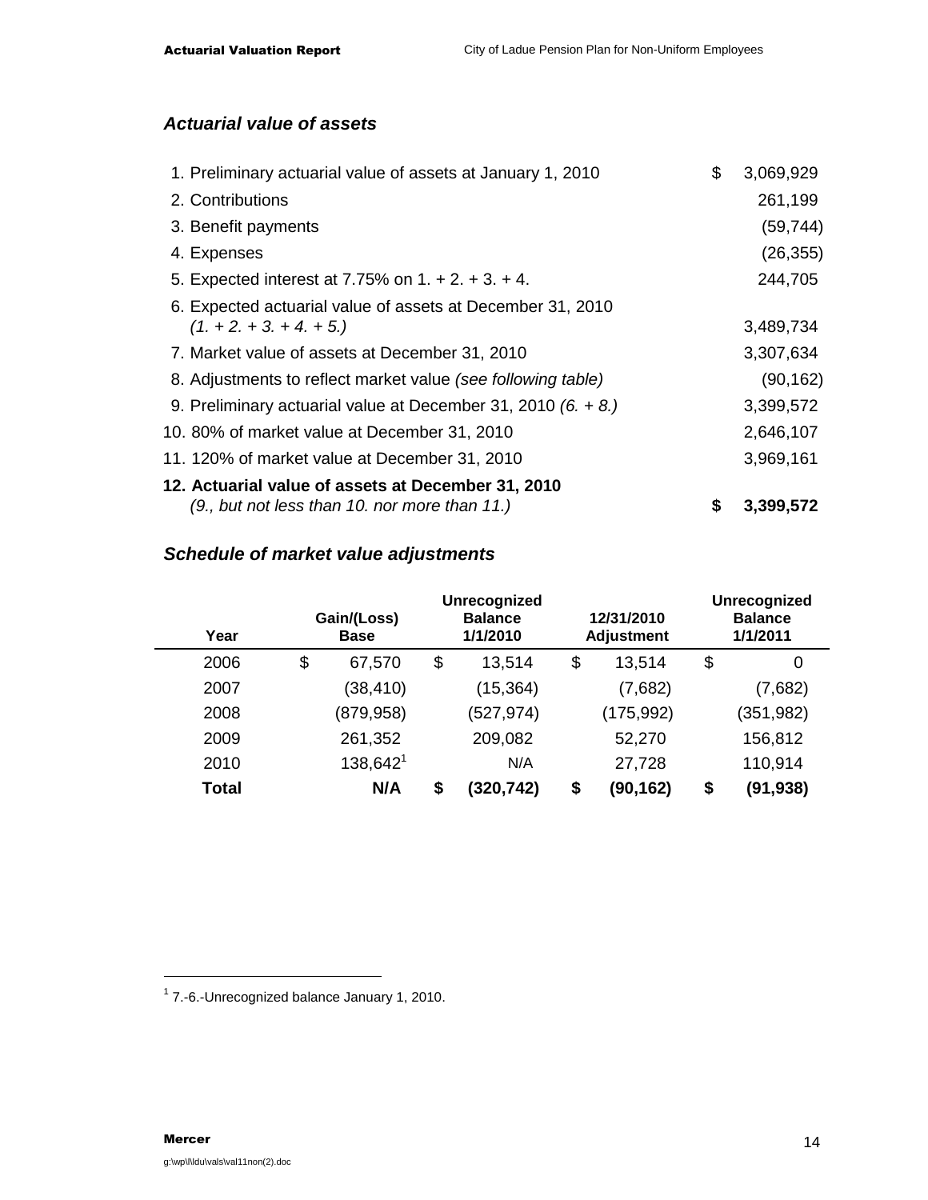### *Actuarial value of assets*

| | | |
|---|---|---|
| 1. Preliminary actuarial value of assets at January 1, 2010 | $ | 3,069,929 |
| 2. Contributions | | 261,199 |
| 3. Benefit payments | | (59,744) |
| 4. Expenses | | (26,355) |
| 5. Expected interest at 7.75% on 1. + 2. + 3. + 4. | | 244,705 |
| 6. Expected actuarial value of assets at December 31, 2010 *(1. + 2. + 3. + 4. + 5.)* | | 3,489,734 |
| 7. Market value of assets at December 31, 2010 | | 3,307,634 |
| 8. Adjustments to reflect market value *(see following table)* | | (90,162) |
| 9. Preliminary actuarial value at December 31, 2010 *(6. + 8.)* | | 3,399,572 |
| 10. 80% of market value at December 31, 2010 | | 2,646,107 |
| 11. 120% of market value at December 31, 2010 | | 3,969,161 |
| **12. Actuarial value of assets at December 31, 2010** *(9., but not less than 10. nor more than 11.)* | **$** | **3,399,572** |

### *Schedule of market value adjustments*

| Year | Gain/(Loss) Base | Unrecognized Balance 1/1/2010 | 12/31/2010 Adjustment | Unrecognized Balance 1/1/2011 |
|---|---|---|---|---|
| 2006 | $ 67,570 | $ 13,514 | $ 13,514 | $ 0 |
| 2007 | (38,410) | (15,364) | (7,682) | (7,682) |
| 2008 | (879,958) | (527,974) | (175,992) | (351,982) |
| 2009 | 261,352 | 209,082 | 52,270 | 156,812 |
| 2010 | 138,642[1] | N/A | 27,728 | 110,914 |
| **Total** | **N/A** | **$ (320,742)** | **$ (90,162)** | **$ (91,938)** |

[1] 7.-6.-Unrecognized balance January 1, 2010.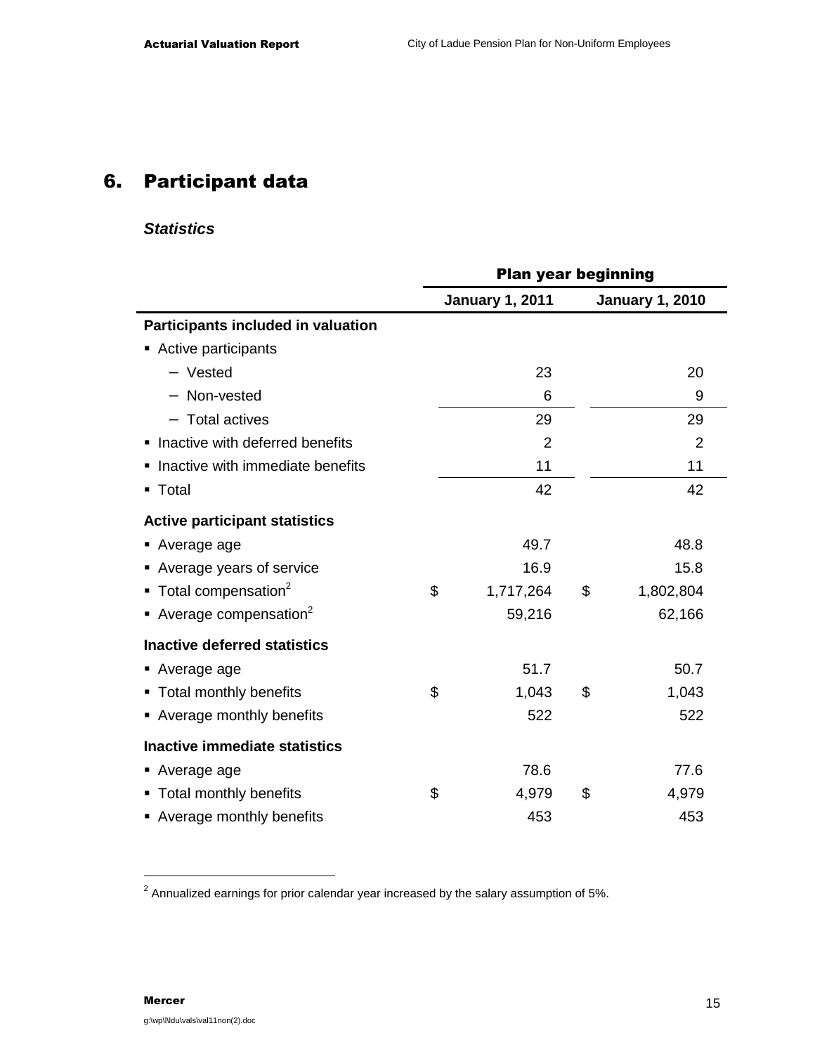# 6. Participant data

### *Statistics*

| | Plan year beginning | |
|---|---|---|
| | **January 1, 2011** | **January 1, 2010** |
| **Participants included in valuation** | | |
| ▪ Active participants | | |
| – Vested | 23 | 20 |
| – Non-vested | 6 | 9 |
| – Total actives | 29 | 29 |
| ▪ Inactive with deferred benefits | 2 | 2 |
| ▪ Inactive with immediate benefits | 11 | 11 |
| ▪ Total | 42 | 42 |
| **Active participant statistics** | | |
| ▪ Average age | 49.7 | 48.8 |
| ▪ Average years of service | 16.9 | 15.8 |
| ▪ Total compensation[2] | $ 1,717,264 | $ 1,802,804 |
| ▪ Average compensation[2] | 59,216 | 62,166 |
| **Inactive deferred statistics** | | |
| ▪ Average age | 51.7 | 50.7 |
| ▪ Total monthly benefits | $ 1,043 | $ 1,043 |
| ▪ Average monthly benefits | 522 | 522 |
| **Inactive immediate statistics** | | |
| ▪ Average age | 78.6 | 77.6 |
| ▪ Total monthly benefits | $ 4,979 | $ 4,979 |
| ▪ Average monthly benefits | 453 | 453 |

[2] Annualized earnings for prior calendar year increased by the salary assumption of 5%.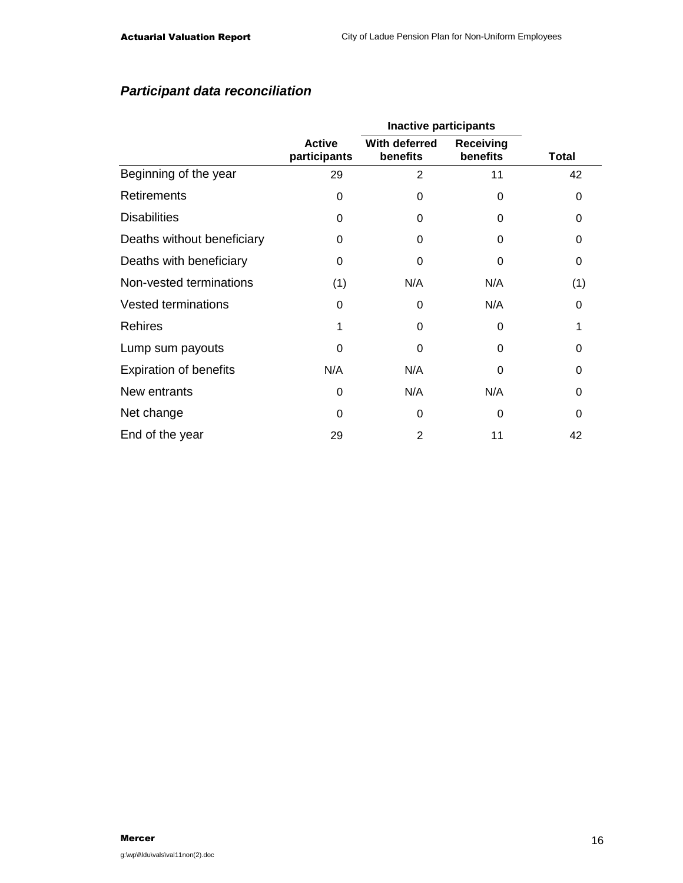### *Participant data reconciliation*

| | | Inactive participants | | |
|---|---|---|---|---|
| | Active participants | With deferred benefits | Receiving benefits | Total |
| Beginning of the year | 29 | 2 | 11 | 42 |
| Retirements | 0 | 0 | 0 | 0 |
| Disabilities | 0 | 0 | 0 | 0 |
| Deaths without beneficiary | 0 | 0 | 0 | 0 |
| Deaths with beneficiary | 0 | 0 | 0 | 0 |
| Non-vested terminations | (1) | N/A | N/A | (1) |
| Vested terminations | 0 | 0 | N/A | 0 |
| Rehires | 1 | 0 | 0 | 1 |
| Lump sum payouts | 0 | 0 | 0 | 0 |
| Expiration of benefits | N/A | N/A | 0 | 0 |
| New entrants | 0 | N/A | N/A | 0 |
| Net change | 0 | 0 | 0 | 0 |
| End of the year | 29 | 2 | 11 | 42 |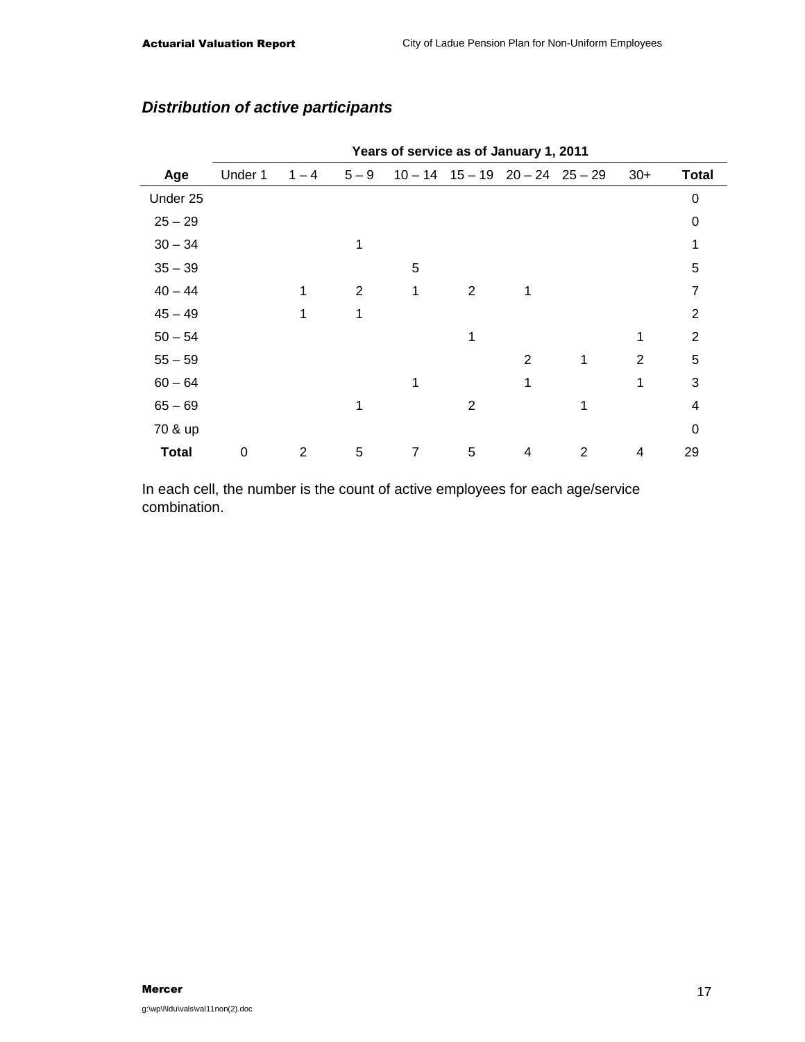### *Distribution of active participants*

| | Years of service as of January 1, 2011 | | | | | | | | |
|---|---|---|---|---|---|---|---|---|---|
| **Age** | Under 1 | 1 – 4 | 5 – 9 | 10 – 14 | 15 – 19 | 20 – 24 | 25 – 29 | 30+ | **Total** |
| Under 25 | | | | | | | | | 0 |
| 25 – 29 | | | | | | | | | 0 |
| 30 – 34 | | | 1 | | | | | | 1 |
| 35 – 39 | | | | 5 | | | | | 5 |
| 40 – 44 | | 1 | 2 | 1 | 2 | 1 | | | 7 |
| 45 – 49 | | 1 | 1 | | | | | | 2 |
| 50 – 54 | | | | | 1 | | | 1 | 2 |
| 55 – 59 | | | | | | 2 | 1 | 2 | 5 |
| 60 – 64 | | | | 1 | | 1 | | 1 | 3 |
| 65 – 69 | | | 1 | | 2 | | 1 | | 4 |
| 70 & up | | | | | | | | | 0 |
| **Total** | 0 | 2 | 5 | 7 | 5 | 4 | 2 | 4 | 29 |

In each cell, the number is the count of active employees for each age/service combination.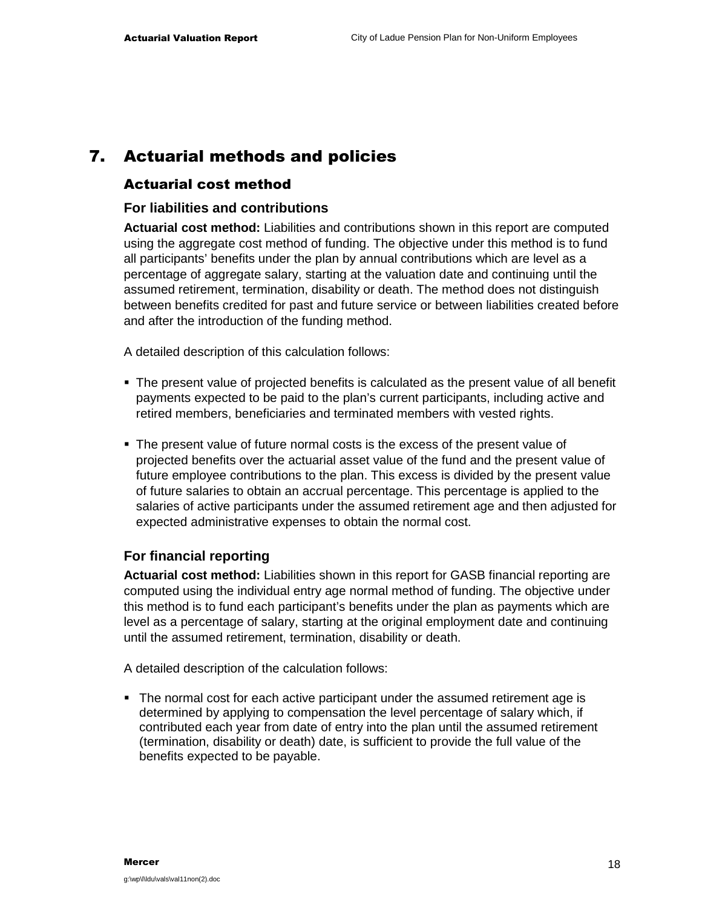# 7. Actuarial methods and policies

## Actuarial cost method

### For liabilities and contributions

**Actuarial cost method:** Liabilities and contributions shown in this report are computed using the aggregate cost method of funding. The objective under this method is to fund all participants' benefits under the plan by annual contributions which are level as a percentage of aggregate salary, starting at the valuation date and continuing until the assumed retirement, termination, disability or death. The method does not distinguish between benefits credited for past and future service or between liabilities created before and after the introduction of the funding method.

A detailed description of this calculation follows:

- The present value of projected benefits is calculated as the present value of all benefit payments expected to be paid to the plan's current participants, including active and retired members, beneficiaries and terminated members with vested rights.
- The present value of future normal costs is the excess of the present value of projected benefits over the actuarial asset value of the fund and the present value of future employee contributions to the plan. This excess is divided by the present value of future salaries to obtain an accrual percentage. This percentage is applied to the salaries of active participants under the assumed retirement age and then adjusted for expected administrative expenses to obtain the normal cost.

### For financial reporting

**Actuarial cost method:** Liabilities shown in this report for GASB financial reporting are computed using the individual entry age normal method of funding. The objective under this method is to fund each participant's benefits under the plan as payments which are level as a percentage of salary, starting at the original employment date and continuing until the assumed retirement, termination, disability or death.

A detailed description of the calculation follows:

- The normal cost for each active participant under the assumed retirement age is determined by applying to compensation the level percentage of salary which, if contributed each year from date of entry into the plan until the assumed retirement (termination, disability or death) date, is sufficient to provide the full value of the benefits expected to be payable.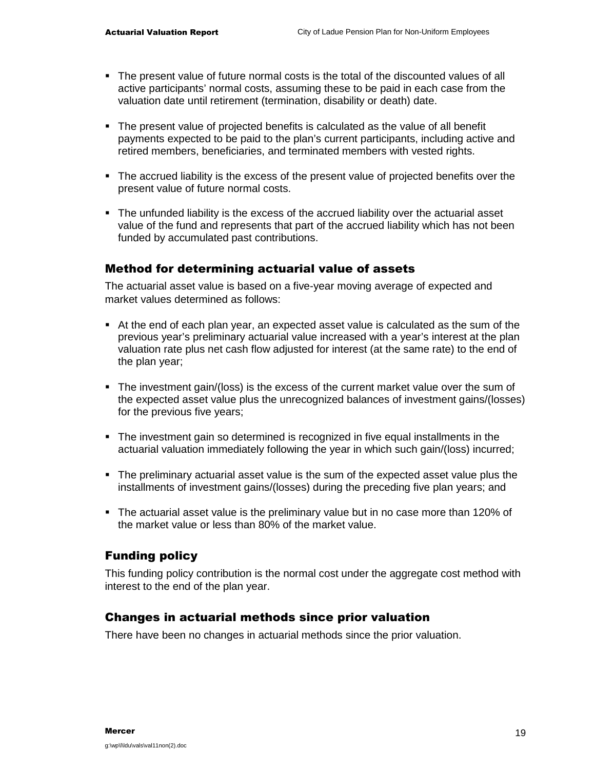- The present value of future normal costs is the total of the discounted values of all active participants' normal costs, assuming these to be paid in each case from the valuation date until retirement (termination, disability or death) date.

- The present value of projected benefits is calculated as the value of all benefit payments expected to be paid to the plan's current participants, including active and retired members, beneficiaries, and terminated members with vested rights.

- The accrued liability is the excess of the present value of projected benefits over the present value of future normal costs.

- The unfunded liability is the excess of the accrued liability over the actuarial asset value of the fund and represents that part of the accrued liability which has not been funded by accumulated past contributions.

## Method for determining actuarial value of assets

The actuarial asset value is based on a five-year moving average of expected and market values determined as follows:

- At the end of each plan year, an expected asset value is calculated as the sum of the previous year's preliminary actuarial value increased with a year's interest at the plan valuation rate plus net cash flow adjusted for interest (at the same rate) to the end of the plan year;

- The investment gain/(loss) is the excess of the current market value over the sum of the expected asset value plus the unrecognized balances of investment gains/(losses) for the previous five years;

- The investment gain so determined is recognized in five equal installments in the actuarial valuation immediately following the year in which such gain/(loss) incurred;

- The preliminary actuarial asset value is the sum of the expected asset value plus the installments of investment gains/(losses) during the preceding five plan years; and

- The actuarial asset value is the preliminary value but in no case more than 120% of the market value or less than 80% of the market value.

## Funding policy

This funding policy contribution is the normal cost under the aggregate cost method with interest to the end of the plan year.

## Changes in actuarial methods since prior valuation

There have been no changes in actuarial methods since the prior valuation.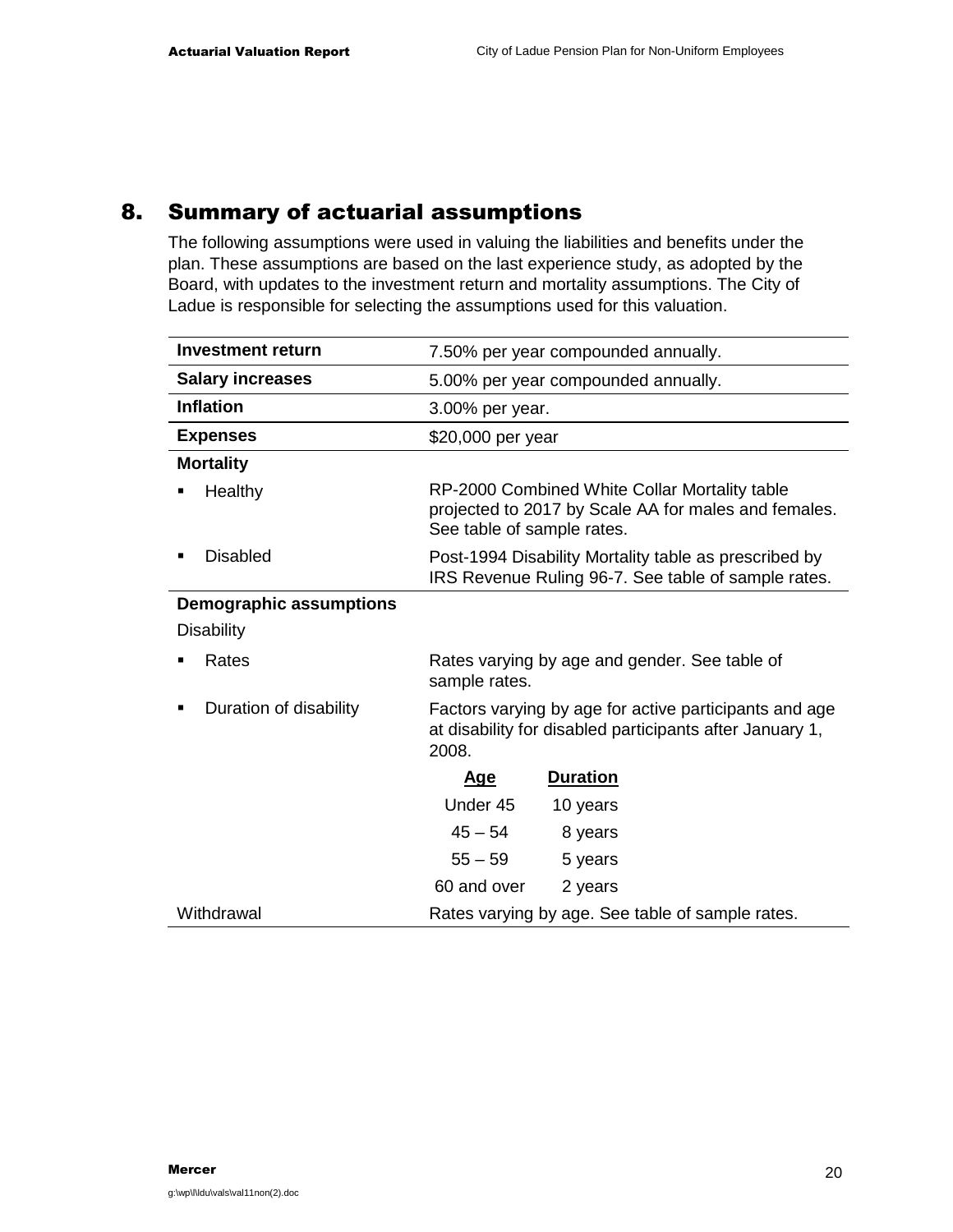# 8. Summary of actuarial assumptions

The following assumptions were used in valuing the liabilities and benefits under the plan. These assumptions are based on the last experience study, as adopted by the Board, with updates to the investment return and mortality assumptions. The City of Ladue is responsible for selecting the assumptions used for this valuation.

| | |
|---|---|
| **Investment return** | 7.50% per year compounded annually. |
| **Salary increases** | 5.00% per year compounded annually. |
| **Inflation** | 3.00% per year. |
| **Expenses** | $20,000 per year |
| **Mortality** | |
| ▪ Healthy | RP-2000 Combined White Collar Mortality table projected to 2017 by Scale AA for males and females. See table of sample rates. |
| ▪ Disabled | Post-1994 Disability Mortality table as prescribed by IRS Revenue Ruling 96-7. See table of sample rates. |
| **Demographic assumptions** | |
| Disability | |
| ▪ Rates | Rates varying by age and gender. See table of sample rates. |
| ▪ Duration of disability | Factors varying by age for active participants and age at disability for disabled participants after January 1, 2008. |
| Withdrawal | Rates varying by age. See table of sample rates. |

| Age | Duration |
|---|---|
| Under 45 | 10 years |
| 45 – 54 | 8 years |
| 55 – 59 | 5 years |
| 60 and over | 2 years |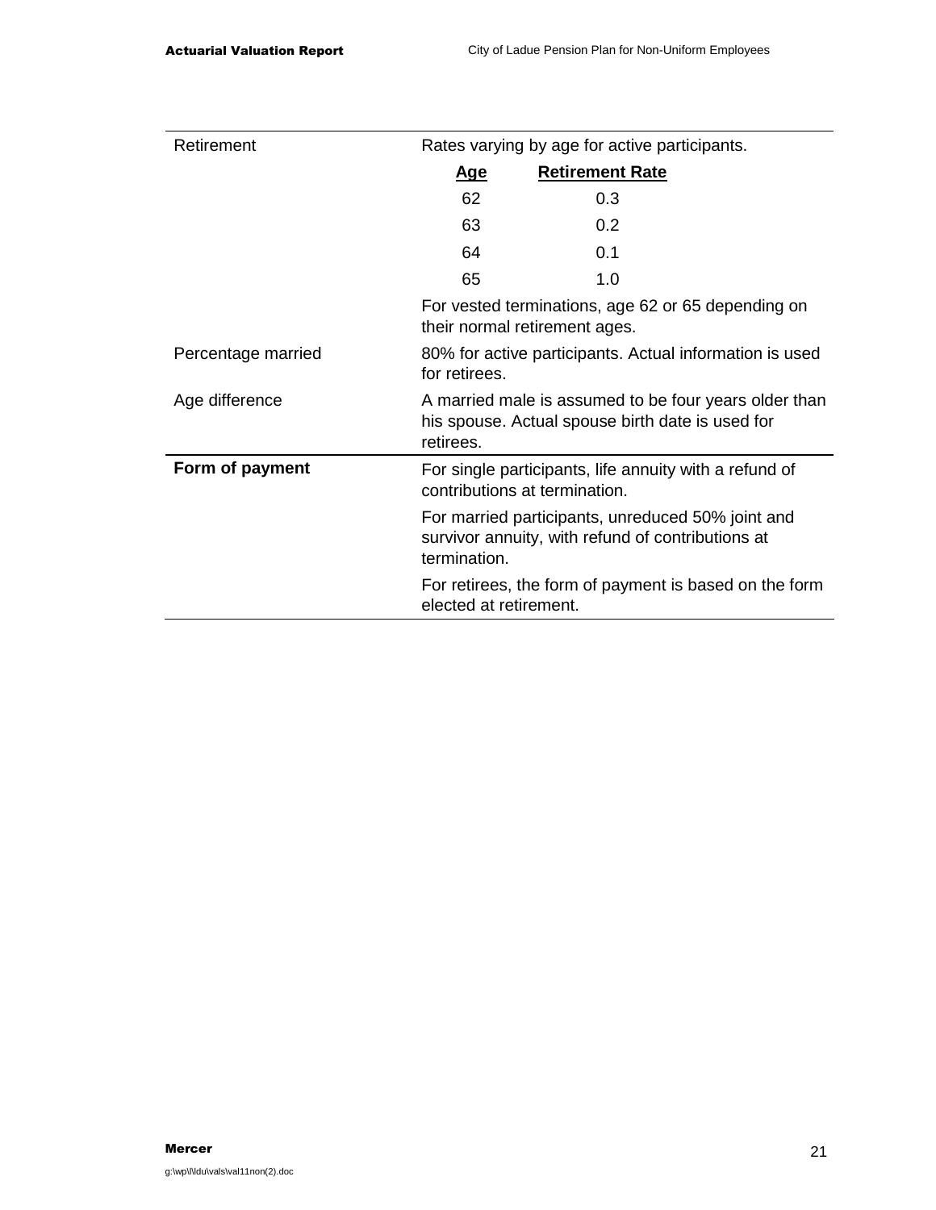| | |
|---|---|
| Retirement | Rates varying by age for active participants. |
| | **Age** / **Retirement Rate** |
| | 62 / 0.3 |
| | 63 / 0.2 |
| | 64 / 0.1 |
| | 65 / 1.0 |
| | For vested terminations, age 62 or 65 depending on their normal retirement ages. |
| Percentage married | 80% for active participants. Actual information is used for retirees. |
| Age difference | A married male is assumed to be four years older than his spouse. Actual spouse birth date is used for retirees. |
| **Form of payment** | For single participants, life annuity with a refund of contributions at termination. |
| | For married participants, unreduced 50% joint and survivor annuity, with refund of contributions at termination. |
| | For retirees, the form of payment is based on the form elected at retirement. |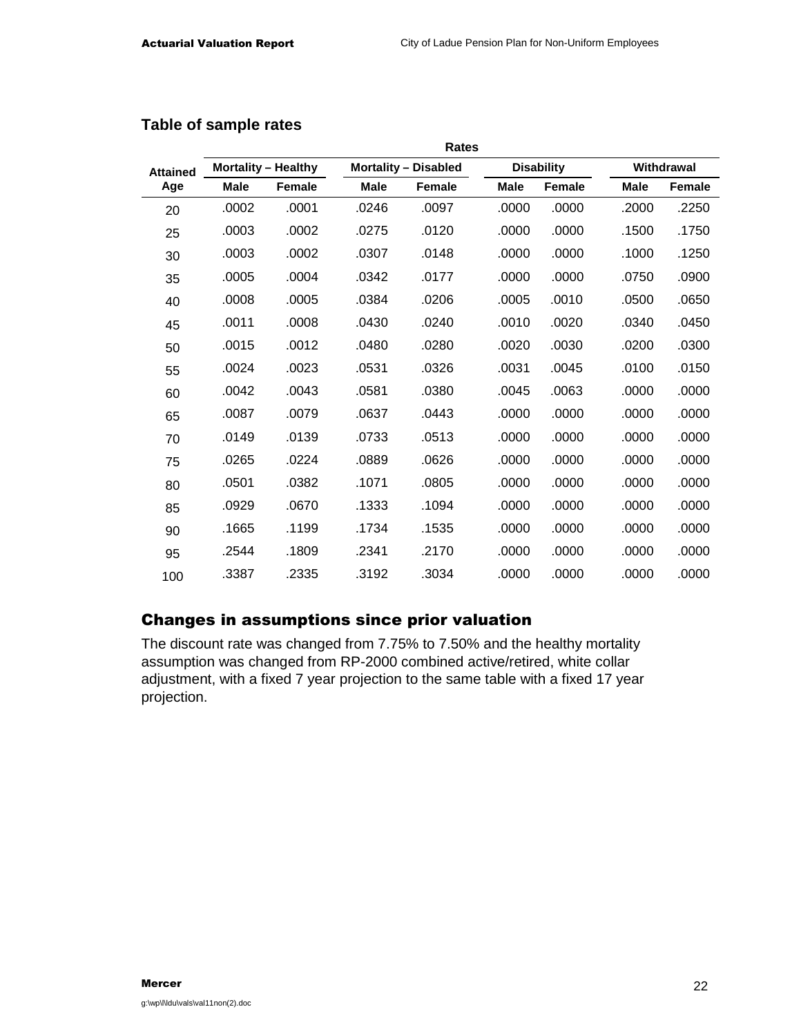### Table of sample rates

| Attained Age | Rates | | | | | | | |
|---|---|---|---|---|---|---|---|---|
| | Mortality – Healthy | | Mortality – Disabled | | Disability | | Withdrawal | |
| | Male | Female | Male | Female | Male | Female | Male | Female |
| 20 | .0002 | .0001 | .0246 | .0097 | .0000 | .0000 | .2000 | .2250 |
| 25 | .0003 | .0002 | .0275 | .0120 | .0000 | .0000 | .1500 | .1750 |
| 30 | .0003 | .0002 | .0307 | .0148 | .0000 | .0000 | .1000 | .1250 |
| 35 | .0005 | .0004 | .0342 | .0177 | .0000 | .0000 | .0750 | .0900 |
| 40 | .0008 | .0005 | .0384 | .0206 | .0005 | .0010 | .0500 | .0650 |
| 45 | .0011 | .0008 | .0430 | .0240 | .0010 | .0020 | .0340 | .0450 |
| 50 | .0015 | .0012 | .0480 | .0280 | .0020 | .0030 | .0200 | .0300 |
| 55 | .0024 | .0023 | .0531 | .0326 | .0031 | .0045 | .0100 | .0150 |
| 60 | .0042 | .0043 | .0581 | .0380 | .0045 | .0063 | .0000 | .0000 |
| 65 | .0087 | .0079 | .0637 | .0443 | .0000 | .0000 | .0000 | .0000 |
| 70 | .0149 | .0139 | .0733 | .0513 | .0000 | .0000 | .0000 | .0000 |
| 75 | .0265 | .0224 | .0889 | .0626 | .0000 | .0000 | .0000 | .0000 |
| 80 | .0501 | .0382 | .1071 | .0805 | .0000 | .0000 | .0000 | .0000 |
| 85 | .0929 | .0670 | .1333 | .1094 | .0000 | .0000 | .0000 | .0000 |
| 90 | .1665 | .1199 | .1734 | .1535 | .0000 | .0000 | .0000 | .0000 |
| 95 | .2544 | .1809 | .2341 | .2170 | .0000 | .0000 | .0000 | .0000 |
| 100 | .3387 | .2335 | .3192 | .3034 | .0000 | .0000 | .0000 | .0000 |

## Changes in assumptions since prior valuation

The discount rate was changed from 7.75% to 7.50% and the healthy mortality assumption was changed from RP-2000 combined active/retired, white collar adjustment, with a fixed 7 year projection to the same table with a fixed 17 year projection.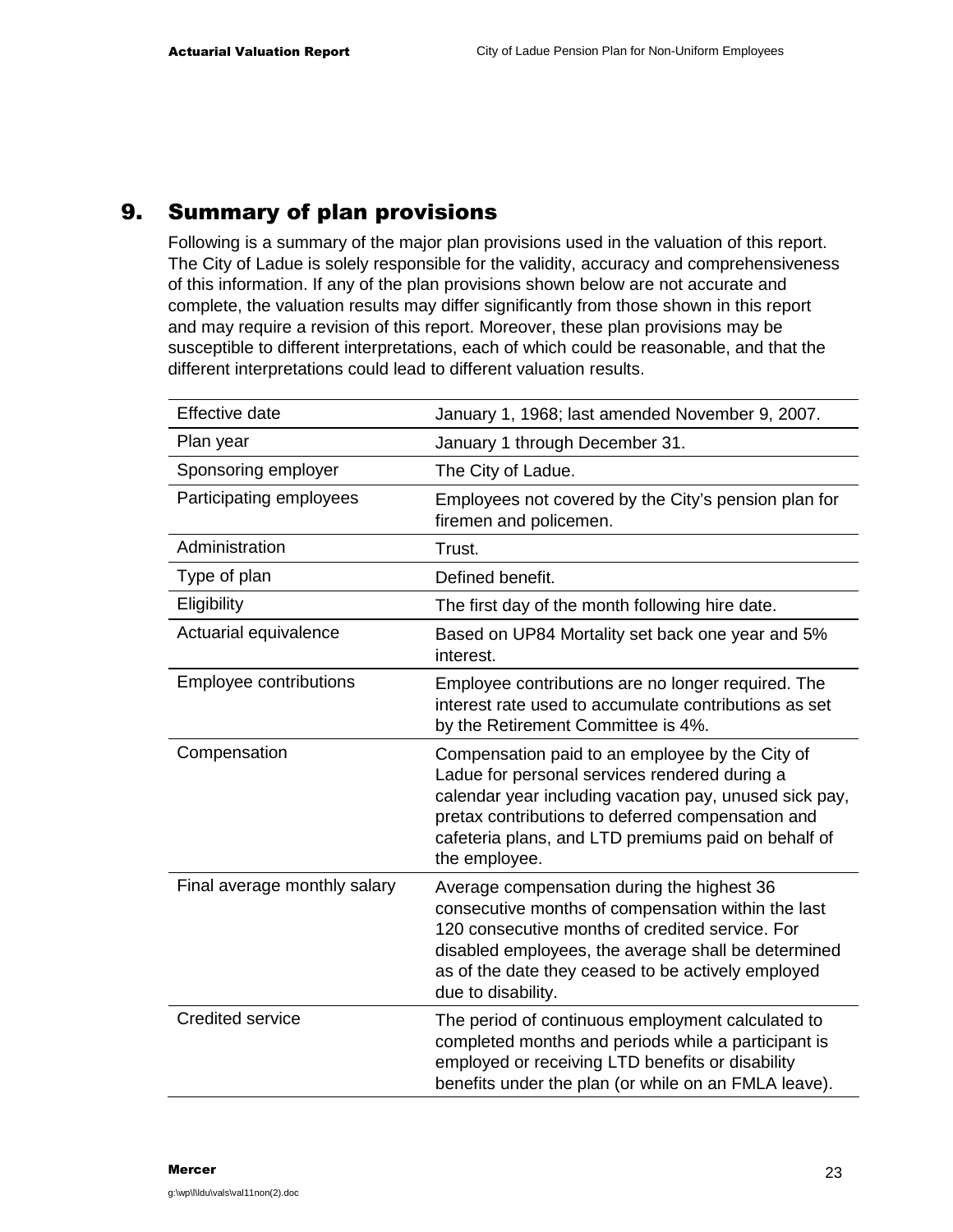## 9. Summary of plan provisions

Following is a summary of the major plan provisions used in the valuation of this report. The City of Ladue is solely responsible for the validity, accuracy and comprehensiveness of this information. If any of the plan provisions shown below are not accurate and complete, the valuation results may differ significantly from those shown in this report and may require a revision of this report. Moreover, these plan provisions may be susceptible to different interpretations, each of which could be reasonable, and that the different interpretations could lead to different valuation results.

| | |
|---|---|
| Effective date | January 1, 1968; last amended November 9, 2007. |
| Plan year | January 1 through December 31. |
| Sponsoring employer | The City of Ladue. |
| Participating employees | Employees not covered by the City's pension plan for firemen and policemen. |
| Administration | Trust. |
| Type of plan | Defined benefit. |
| Eligibility | The first day of the month following hire date. |
| Actuarial equivalence | Based on UP84 Mortality set back one year and 5% interest. |
| Employee contributions | Employee contributions are no longer required. The interest rate used to accumulate contributions as set by the Retirement Committee is 4%. |
| Compensation | Compensation paid to an employee by the City of Ladue for personal services rendered during a calendar year including vacation pay, unused sick pay, pretax contributions to deferred compensation and cafeteria plans, and LTD premiums paid on behalf of the employee. |
| Final average monthly salary | Average compensation during the highest 36 consecutive months of compensation within the last 120 consecutive months of credited service. For disabled employees, the average shall be determined as of the date they ceased to be actively employed due to disability. |
| Credited service | The period of continuous employment calculated to completed months and periods while a participant is employed or receiving LTD benefits or disability benefits under the plan (or while on an FMLA leave). |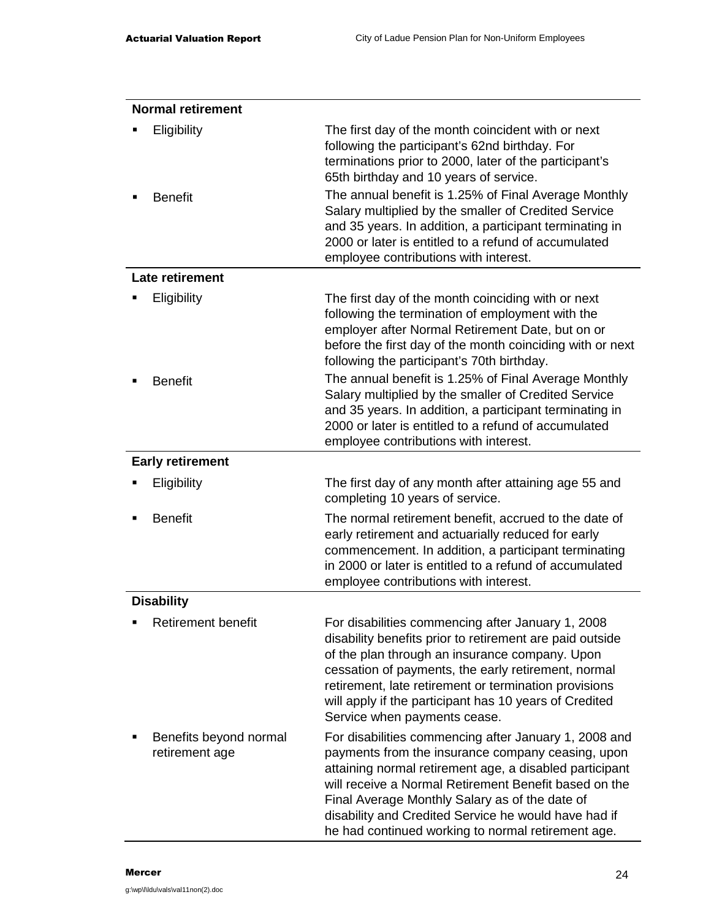| | |
|---|---|
| **Normal retirement** | |
| ▪ Eligibility | The first day of the month coincident with or next following the participant's 62nd birthday. For terminations prior to 2000, later of the participant's 65th birthday and 10 years of service. |
| ▪ Benefit | The annual benefit is 1.25% of Final Average Monthly Salary multiplied by the smaller of Credited Service and 35 years. In addition, a participant terminating in 2000 or later is entitled to a refund of accumulated employee contributions with interest. |
| **Late retirement** | |
| ▪ Eligibility | The first day of the month coinciding with or next following the termination of employment with the employer after Normal Retirement Date, but on or before the first day of the month coinciding with or next following the participant's 70th birthday. |
| ▪ Benefit | The annual benefit is 1.25% of Final Average Monthly Salary multiplied by the smaller of Credited Service and 35 years. In addition, a participant terminating in 2000 or later is entitled to a refund of accumulated employee contributions with interest. |
| **Early retirement** | |
| ▪ Eligibility | The first day of any month after attaining age 55 and completing 10 years of service. |
| ▪ Benefit | The normal retirement benefit, accrued to the date of early retirement and actuarially reduced for early commencement. In addition, a participant terminating in 2000 or later is entitled to a refund of accumulated employee contributions with interest. |
| **Disability** | |
| ▪ Retirement benefit | For disabilities commencing after January 1, 2008 disability benefits prior to retirement are paid outside of the plan through an insurance company. Upon cessation of payments, the early retirement, normal retirement, late retirement or termination provisions will apply if the participant has 10 years of Credited Service when payments cease. |
| ▪ Benefits beyond normal retirement age | For disabilities commencing after January 1, 2008 and payments from the insurance company ceasing, upon attaining normal retirement age, a disabled participant will receive a Normal Retirement Benefit based on the Final Average Monthly Salary as of the date of disability and Credited Service he would have had if he had continued working to normal retirement age. |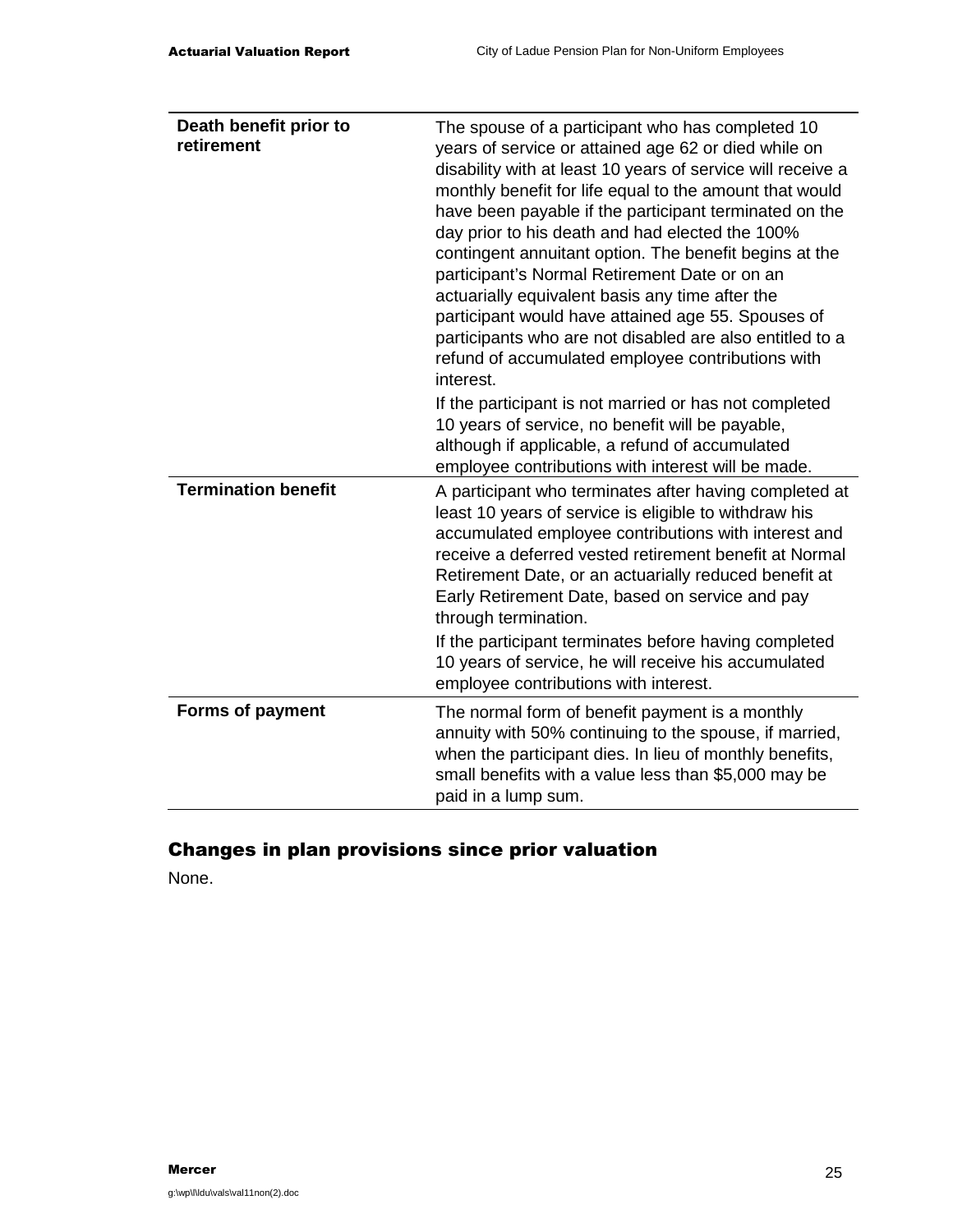| | |
|---|---|
| **Death benefit prior to retirement** | The spouse of a participant who has completed 10 years of service or attained age 62 or died while on disability with at least 10 years of service will receive a monthly benefit for life equal to the amount that would have been payable if the participant terminated on the day prior to his death and had elected the 100% contingent annuitant option. The benefit begins at the participant's Normal Retirement Date or on an actuarially equivalent basis any time after the participant would have attained age 55. Spouses of participants who are not disabled are also entitled to a refund of accumulated employee contributions with interest.<br><br>If the participant is not married or has not completed 10 years of service, no benefit will be payable, although if applicable, a refund of accumulated employee contributions with interest will be made. |
| **Termination benefit** | A participant who terminates after having completed at least 10 years of service is eligible to withdraw his accumulated employee contributions with interest and receive a deferred vested retirement benefit at Normal Retirement Date, or an actuarially reduced benefit at Early Retirement Date, based on service and pay through termination.<br><br>If the participant terminates before having completed 10 years of service, he will receive his accumulated employee contributions with interest. |
| **Forms of payment** | The normal form of benefit payment is a monthly annuity with 50% continuing to the spouse, if married, when the participant dies. In lieu of monthly benefits, small benefits with a value less than $5,000 may be paid in a lump sum. |

## Changes in plan provisions since prior valuation

None.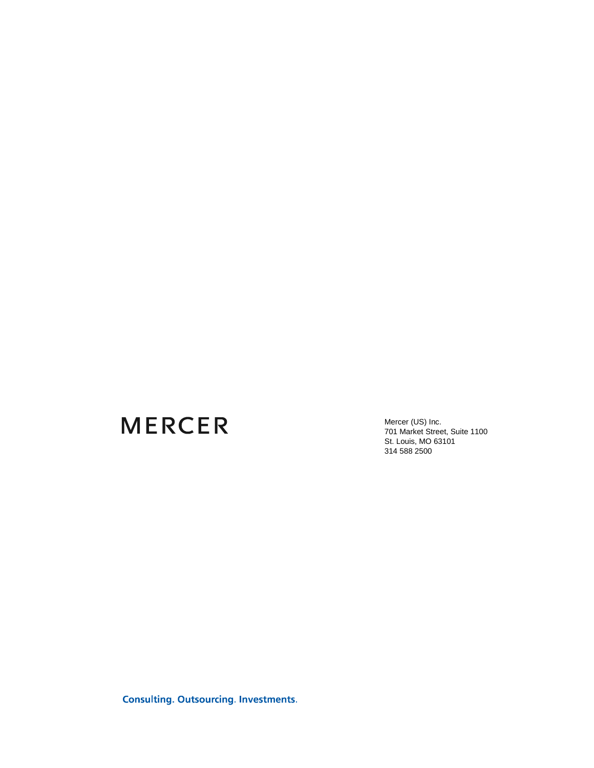MERCER

Mercer (US) Inc.
701 Market Street, Suite 1100
St. Louis, MO 63101
314 588 2500

Consulting. Outsourcing. Investments.